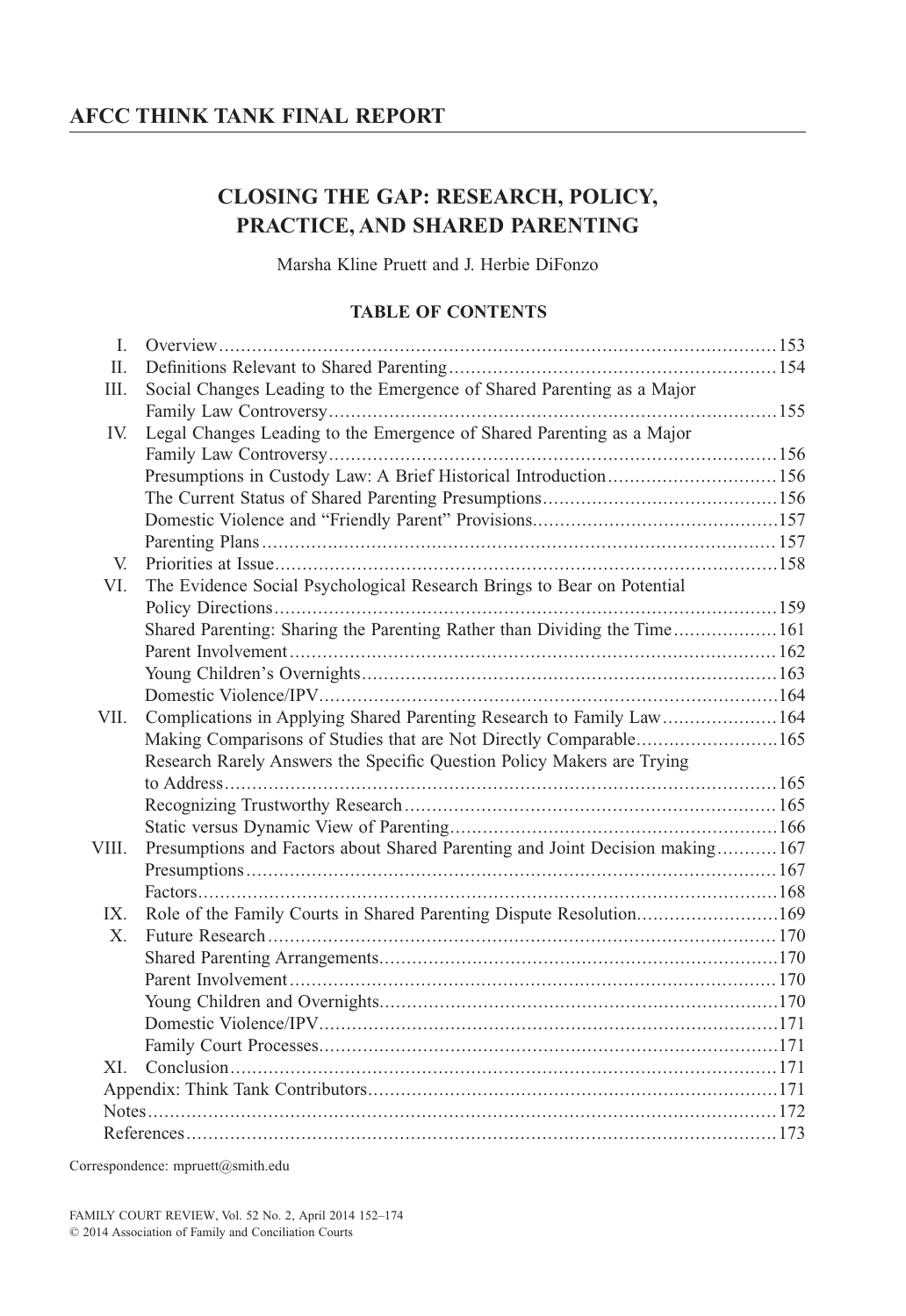## AFCC THINK TANK FINAL REPORT

# CLOSING THE GAP: RESEARCH, POLICY, PRACTICE, AND SHARED PARENTING

Marsha Kline Pruett and J. Herbie DiFonzo

### TABLE OF CONTENTS

| | | |
|---|---|---|
| I. | Overview | 153 |
| II. | Definitions Relevant to Shared Parenting | 154 |
| III. | Social Changes Leading to the Emergence of Shared Parenting as a Major Family Law Controversy | 155 |
| IV. | Legal Changes Leading to the Emergence of Shared Parenting as a Major Family Law Controversy | 156 |
| | Presumptions in Custody Law: A Brief Historical Introduction | 156 |
| | The Current Status of Shared Parenting Presumptions | 156 |
| | Domestic Violence and "Friendly Parent" Provisions | 157 |
| | Parenting Plans | 157 |
| V. | Priorities at Issue | 158 |
| VI. | The Evidence Social Psychological Research Brings to Bear on Potential Policy Directions | 159 |
| | Shared Parenting: Sharing the Parenting Rather than Dividing the Time | 161 |
| | Parent Involvement | 162 |
| | Young Children's Overnights | 163 |
| | Domestic Violence/IPV | 164 |
| VII. | Complications in Applying Shared Parenting Research to Family Law | 164 |
| | Making Comparisons of Studies that are Not Directly Comparable | 165 |
| | Research Rarely Answers the Specific Question Policy Makers are Trying to Address | 165 |
| | Recognizing Trustworthy Research | 165 |
| | Static versus Dynamic View of Parenting | 166 |
| VIII. | Presumptions and Factors about Shared Parenting and Joint Decision making | 167 |
| | Presumptions | 167 |
| | Factors | 168 |
| IX. | Role of the Family Courts in Shared Parenting Dispute Resolution | 169 |
| X. | Future Research | 170 |
| | Shared Parenting Arrangements | 170 |
| | Parent Involvement | 170 |
| | Young Children and Overnights | 170 |
| | Domestic Violence/IPV | 171 |
| | Family Court Processes | 171 |
| XI. | Conclusion | 171 |
| | Appendix: Think Tank Contributors | 171 |
| | Notes | 172 |
| | References | 173 |

Correspondence: mpruett@smith.edu

FAMILY COURT REVIEW, Vol. 52 No. 2, April 2014 152–174
© 2014 Association of Family and Conciliation Courts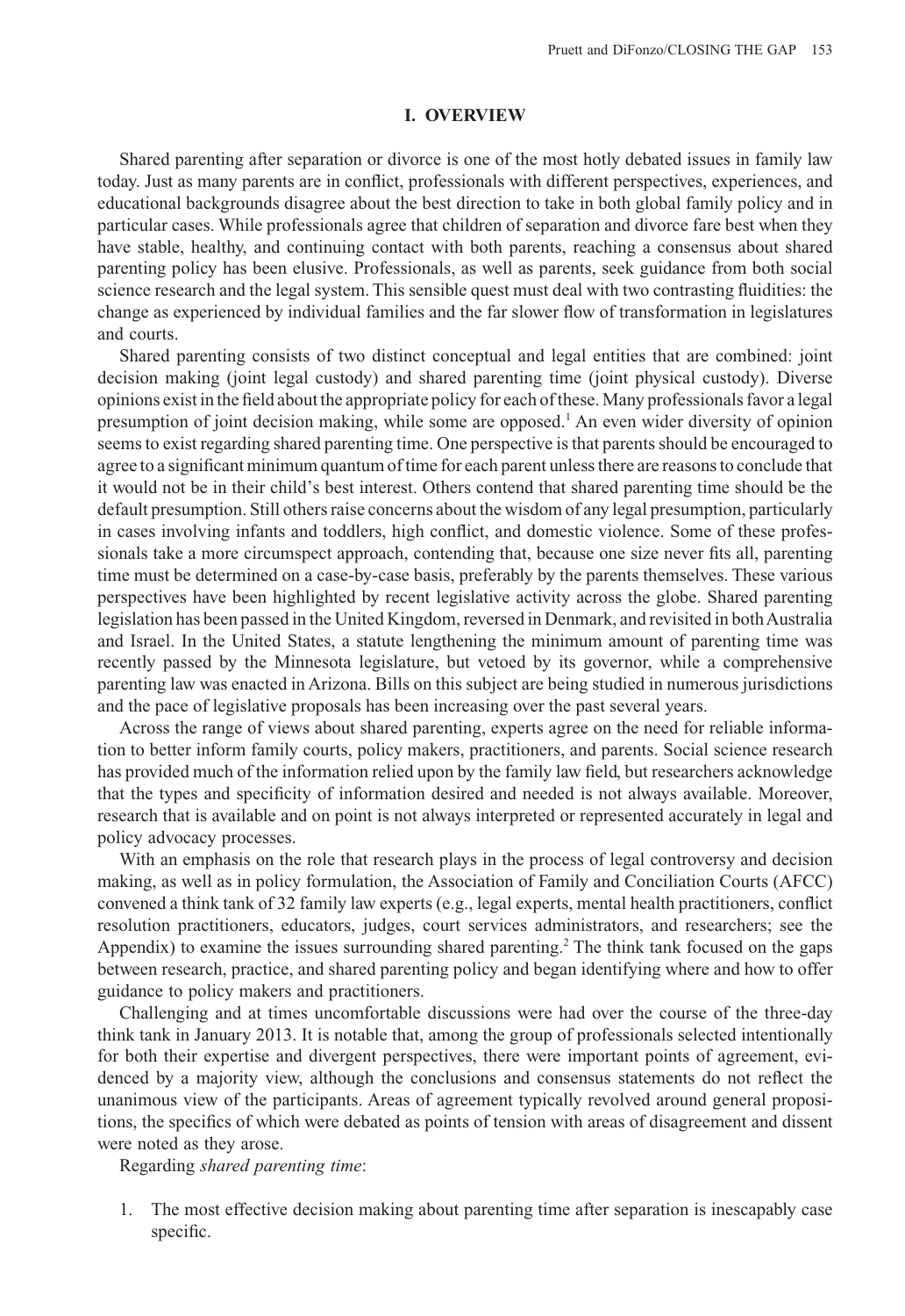## I. OVERVIEW

Shared parenting after separation or divorce is one of the most hotly debated issues in family law today. Just as many parents are in conflict, professionals with different perspectives, experiences, and educational backgrounds disagree about the best direction to take in both global family policy and in particular cases. While professionals agree that children of separation and divorce fare best when they have stable, healthy, and continuing contact with both parents, reaching a consensus about shared parenting policy has been elusive. Professionals, as well as parents, seek guidance from both social science research and the legal system. This sensible quest must deal with two contrasting fluidities: the change as experienced by individual families and the far slower flow of transformation in legislatures and courts.

Shared parenting consists of two distinct conceptual and legal entities that are combined: joint decision making (joint legal custody) and shared parenting time (joint physical custody). Diverse opinions exist in the field about the appropriate policy for each of these. Many professionals favor a legal presumption of joint decision making, while some are opposed.[1] An even wider diversity of opinion seems to exist regarding shared parenting time. One perspective is that parents should be encouraged to agree to a significant minimum quantum of time for each parent unless there are reasons to conclude that it would not be in their child's best interest. Others contend that shared parenting time should be the default presumption. Still others raise concerns about the wisdom of any legal presumption, particularly in cases involving infants and toddlers, high conflict, and domestic violence. Some of these professionals take a more circumspect approach, contending that, because one size never fits all, parenting time must be determined on a case-by-case basis, preferably by the parents themselves. These various perspectives have been highlighted by recent legislative activity across the globe. Shared parenting legislation has been passed in the United Kingdom, reversed in Denmark, and revisited in both Australia and Israel. In the United States, a statute lengthening the minimum amount of parenting time was recently passed by the Minnesota legislature, but vetoed by its governor, while a comprehensive parenting law was enacted in Arizona. Bills on this subject are being studied in numerous jurisdictions and the pace of legislative proposals has been increasing over the past several years.

Across the range of views about shared parenting, experts agree on the need for reliable information to better inform family courts, policy makers, practitioners, and parents. Social science research has provided much of the information relied upon by the family law field, but researchers acknowledge that the types and specificity of information desired and needed is not always available. Moreover, research that is available and on point is not always interpreted or represented accurately in legal and policy advocacy processes.

With an emphasis on the role that research plays in the process of legal controversy and decision making, as well as in policy formulation, the Association of Family and Conciliation Courts (AFCC) convened a think tank of 32 family law experts (e.g., legal experts, mental health practitioners, conflict resolution practitioners, educators, judges, court services administrators, and researchers; see the Appendix) to examine the issues surrounding shared parenting.[2] The think tank focused on the gaps between research, practice, and shared parenting policy and began identifying where and how to offer guidance to policy makers and practitioners.

Challenging and at times uncomfortable discussions were had over the course of the three-day think tank in January 2013. It is notable that, among the group of professionals selected intentionally for both their expertise and divergent perspectives, there were important points of agreement, evidenced by a majority view, although the conclusions and consensus statements do not reflect the unanimous view of the participants. Areas of agreement typically revolved around general propositions, the specifics of which were debated as points of tension with areas of disagreement and dissent were noted as they arose.

Regarding *shared parenting time*:

1. The most effective decision making about parenting time after separation is inescapably case specific.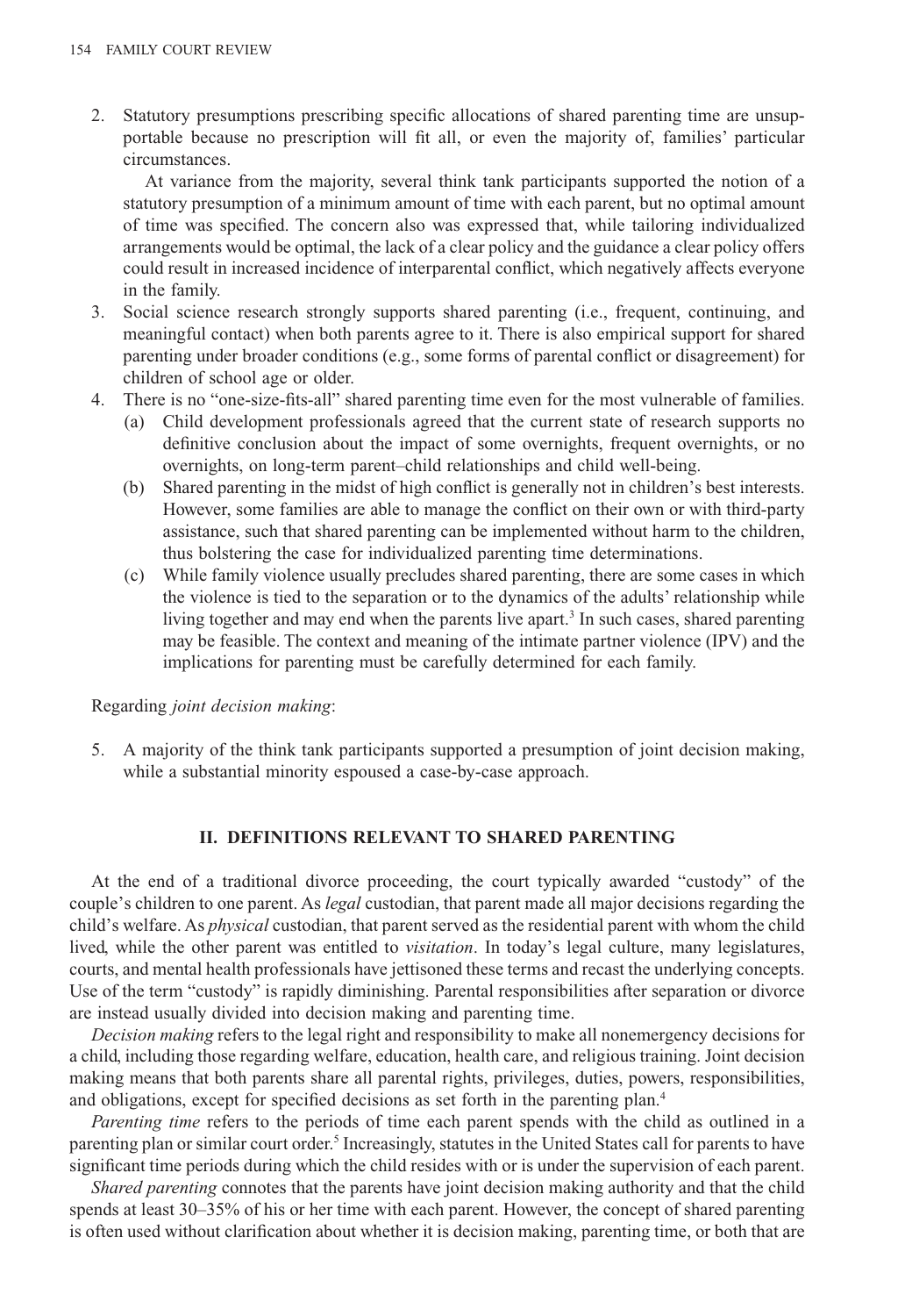2. Statutory presumptions prescribing specific allocations of shared parenting time are unsupportable because no prescription will fit all, or even the majority of, families' particular circumstances.

   At variance from the majority, several think tank participants supported the notion of a statutory presumption of a minimum amount of time with each parent, but no optimal amount of time was specified. The concern also was expressed that, while tailoring individualized arrangements would be optimal, the lack of a clear policy and the guidance a clear policy offers could result in increased incidence of interparental conflict, which negatively affects everyone in the family.

3. Social science research strongly supports shared parenting (i.e., frequent, continuing, and meaningful contact) when both parents agree to it. There is also empirical support for shared parenting under broader conditions (e.g., some forms of parental conflict or disagreement) for children of school age or older.

4. There is no "one-size-fits-all" shared parenting time even for the most vulnerable of families.

   (a) Child development professionals agreed that the current state of research supports no definitive conclusion about the impact of some overnights, frequent overnights, or no overnights, on long-term parent–child relationships and child well-being.

   (b) Shared parenting in the midst of high conflict is generally not in children's best interests. However, some families are able to manage the conflict on their own or with third-party assistance, such that shared parenting can be implemented without harm to the children, thus bolstering the case for individualized parenting time determinations.

   (c) While family violence usually precludes shared parenting, there are some cases in which the violence is tied to the separation or to the dynamics of the adults' relationship while living together and may end when the parents live apart.[3] In such cases, shared parenting may be feasible. The context and meaning of the intimate partner violence (IPV) and the implications for parenting must be carefully determined for each family.

Regarding *joint decision making*:

5. A majority of the think tank participants supported a presumption of joint decision making, while a substantial minority espoused a case-by-case approach.

## II. DEFINITIONS RELEVANT TO SHARED PARENTING

At the end of a traditional divorce proceeding, the court typically awarded "custody" of the couple's children to one parent. As *legal* custodian, that parent made all major decisions regarding the child's welfare. As *physical* custodian, that parent served as the residential parent with whom the child lived, while the other parent was entitled to *visitation*. In today's legal culture, many legislatures, courts, and mental health professionals have jettisoned these terms and recast the underlying concepts. Use of the term "custody" is rapidly diminishing. Parental responsibilities after separation or divorce are instead usually divided into decision making and parenting time.

*Decision making* refers to the legal right and responsibility to make all nonemergency decisions for a child, including those regarding welfare, education, health care, and religious training. Joint decision making means that both parents share all parental rights, privileges, duties, powers, responsibilities, and obligations, except for specified decisions as set forth in the parenting plan.[4]

*Parenting time* refers to the periods of time each parent spends with the child as outlined in a parenting plan or similar court order.[5] Increasingly, statutes in the United States call for parents to have significant time periods during which the child resides with or is under the supervision of each parent.

*Shared parenting* connotes that the parents have joint decision making authority and that the child spends at least 30–35% of his or her time with each parent. However, the concept of shared parenting is often used without clarification about whether it is decision making, parenting time, or both that are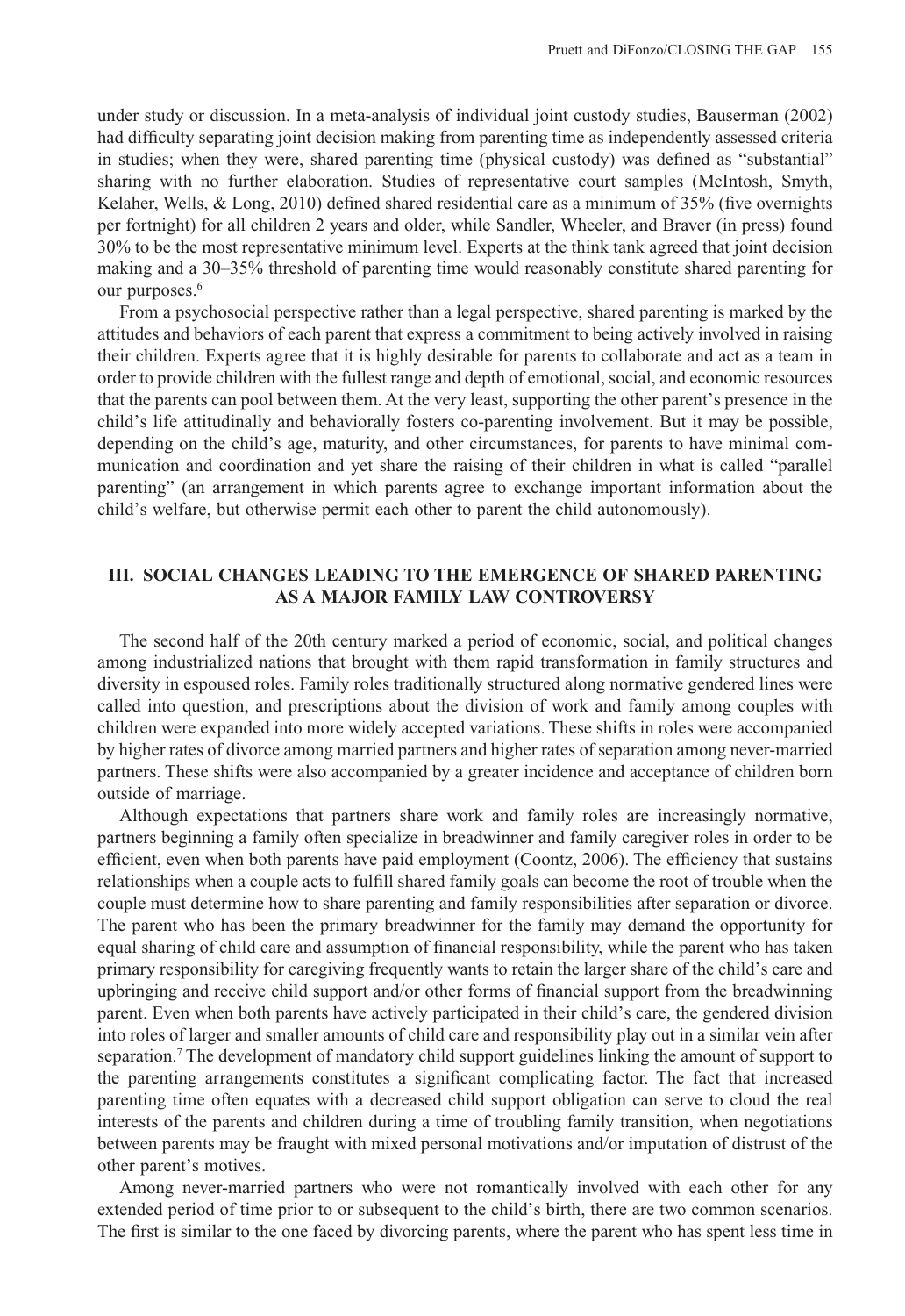under study or discussion. In a meta-analysis of individual joint custody studies, Bauserman (2002) had difficulty separating joint decision making from parenting time as independently assessed criteria in studies; when they were, shared parenting time (physical custody) was defined as "substantial" sharing with no further elaboration. Studies of representative court samples (McIntosh, Smyth, Kelaher, Wells, & Long, 2010) defined shared residential care as a minimum of 35% (five overnights per fortnight) for all children 2 years and older, while Sandler, Wheeler, and Braver (in press) found 30% to be the most representative minimum level. Experts at the think tank agreed that joint decision making and a 30–35% threshold of parenting time would reasonably constitute shared parenting for our purposes.[6]

From a psychosocial perspective rather than a legal perspective, shared parenting is marked by the attitudes and behaviors of each parent that express a commitment to being actively involved in raising their children. Experts agree that it is highly desirable for parents to collaborate and act as a team in order to provide children with the fullest range and depth of emotional, social, and economic resources that the parents can pool between them. At the very least, supporting the other parent's presence in the child's life attitudinally and behaviorally fosters co-parenting involvement. But it may be possible, depending on the child's age, maturity, and other circumstances, for parents to have minimal communication and coordination and yet share the raising of their children in what is called "parallel parenting" (an arrangement in which parents agree to exchange important information about the child's welfare, but otherwise permit each other to parent the child autonomously).

## III. SOCIAL CHANGES LEADING TO THE EMERGENCE OF SHARED PARENTING AS A MAJOR FAMILY LAW CONTROVERSY

The second half of the 20th century marked a period of economic, social, and political changes among industrialized nations that brought with them rapid transformation in family structures and diversity in espoused roles. Family roles traditionally structured along normative gendered lines were called into question, and prescriptions about the division of work and family among couples with children were expanded into more widely accepted variations. These shifts in roles were accompanied by higher rates of divorce among married partners and higher rates of separation among never-married partners. These shifts were also accompanied by a greater incidence and acceptance of children born outside of marriage.

Although expectations that partners share work and family roles are increasingly normative, partners beginning a family often specialize in breadwinner and family caregiver roles in order to be efficient, even when both parents have paid employment (Coontz, 2006). The efficiency that sustains relationships when a couple acts to fulfill shared family goals can become the root of trouble when the couple must determine how to share parenting and family responsibilities after separation or divorce. The parent who has been the primary breadwinner for the family may demand the opportunity for equal sharing of child care and assumption of financial responsibility, while the parent who has taken primary responsibility for caregiving frequently wants to retain the larger share of the child's care and upbringing and receive child support and/or other forms of financial support from the breadwinning parent. Even when both parents have actively participated in their child's care, the gendered division into roles of larger and smaller amounts of child care and responsibility play out in a similar vein after separation.[7] The development of mandatory child support guidelines linking the amount of support to the parenting arrangements constitutes a significant complicating factor. The fact that increased parenting time often equates with a decreased child support obligation can serve to cloud the real interests of the parents and children during a time of troubling family transition, when negotiations between parents may be fraught with mixed personal motivations and/or imputation of distrust of the other parent's motives.

Among never-married partners who were not romantically involved with each other for any extended period of time prior to or subsequent to the child's birth, there are two common scenarios. The first is similar to the one faced by divorcing parents, where the parent who has spent less time in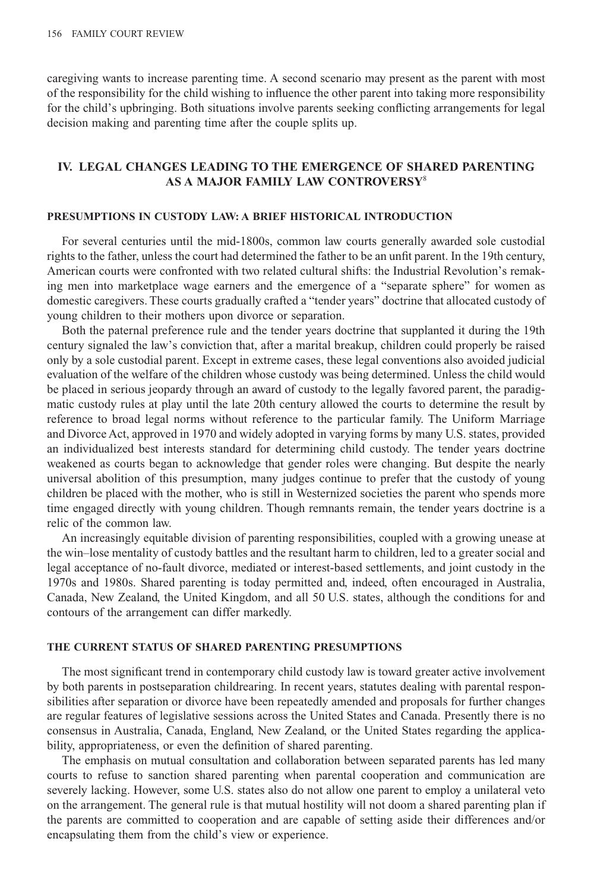caregiving wants to increase parenting time. A second scenario may present as the parent with most of the responsibility for the child wishing to influence the other parent into taking more responsibility for the child's upbringing. Both situations involve parents seeking conflicting arrangements for legal decision making and parenting time after the couple splits up.

## IV. LEGAL CHANGES LEADING TO THE EMERGENCE OF SHARED PARENTING AS A MAJOR FAMILY LAW CONTROVERSY[8]

### PRESUMPTIONS IN CUSTODY LAW: A BRIEF HISTORICAL INTRODUCTION

For several centuries until the mid-1800s, common law courts generally awarded sole custodial rights to the father, unless the court had determined the father to be an unfit parent. In the 19th century, American courts were confronted with two related cultural shifts: the Industrial Revolution's remaking men into marketplace wage earners and the emergence of a "separate sphere" for women as domestic caregivers. These courts gradually crafted a "tender years" doctrine that allocated custody of young children to their mothers upon divorce or separation.

Both the paternal preference rule and the tender years doctrine that supplanted it during the 19th century signaled the law's conviction that, after a marital breakup, children could properly be raised only by a sole custodial parent. Except in extreme cases, these legal conventions also avoided judicial evaluation of the welfare of the children whose custody was being determined. Unless the child would be placed in serious jeopardy through an award of custody to the legally favored parent, the paradigmatic custody rules at play until the late 20th century allowed the courts to determine the result by reference to broad legal norms without reference to the particular family. The Uniform Marriage and Divorce Act, approved in 1970 and widely adopted in varying forms by many U.S. states, provided an individualized best interests standard for determining child custody. The tender years doctrine weakened as courts began to acknowledge that gender roles were changing. But despite the nearly universal abolition of this presumption, many judges continue to prefer that the custody of young children be placed with the mother, who is still in Westernized societies the parent who spends more time engaged directly with young children. Though remnants remain, the tender years doctrine is a relic of the common law.

An increasingly equitable division of parenting responsibilities, coupled with a growing unease at the win–lose mentality of custody battles and the resultant harm to children, led to a greater social and legal acceptance of no-fault divorce, mediated or interest-based settlements, and joint custody in the 1970s and 1980s. Shared parenting is today permitted and, indeed, often encouraged in Australia, Canada, New Zealand, the United Kingdom, and all 50 U.S. states, although the conditions for and contours of the arrangement can differ markedly.

### THE CURRENT STATUS OF SHARED PARENTING PRESUMPTIONS

The most significant trend in contemporary child custody law is toward greater active involvement by both parents in postseparation childrearing. In recent years, statutes dealing with parental responsibilities after separation or divorce have been repeatedly amended and proposals for further changes are regular features of legislative sessions across the United States and Canada. Presently there is no consensus in Australia, Canada, England, New Zealand, or the United States regarding the applicability, appropriateness, or even the definition of shared parenting.

The emphasis on mutual consultation and collaboration between separated parents has led many courts to refuse to sanction shared parenting when parental cooperation and communication are severely lacking. However, some U.S. states also do not allow one parent to employ a unilateral veto on the arrangement. The general rule is that mutual hostility will not doom a shared parenting plan if the parents are committed to cooperation and are capable of setting aside their differences and/or encapsulating them from the child's view or experience.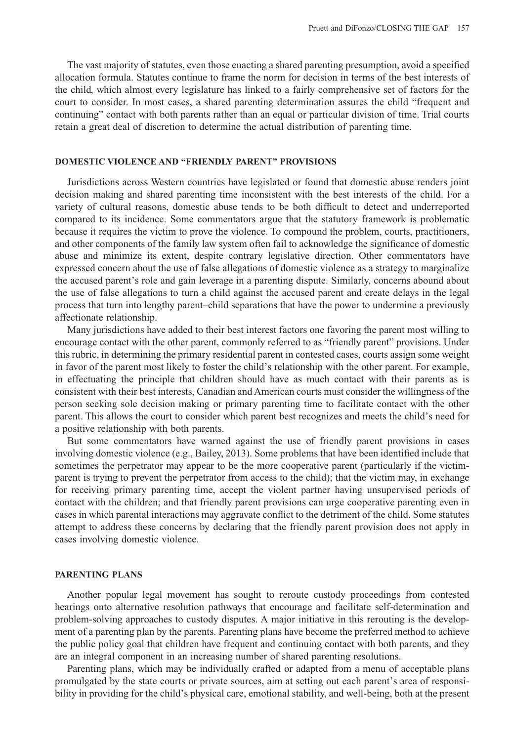The vast majority of statutes, even those enacting a shared parenting presumption, avoid a specified allocation formula. Statutes continue to frame the norm for decision in terms of the best interests of the child, which almost every legislature has linked to a fairly comprehensive set of factors for the court to consider. In most cases, a shared parenting determination assures the child "frequent and continuing" contact with both parents rather than an equal or particular division of time. Trial courts retain a great deal of discretion to determine the actual distribution of parenting time.

## DOMESTIC VIOLENCE AND "FRIENDLY PARENT" PROVISIONS

Jurisdictions across Western countries have legislated or found that domestic abuse renders joint decision making and shared parenting time inconsistent with the best interests of the child. For a variety of cultural reasons, domestic abuse tends to be both difficult to detect and underreported compared to its incidence. Some commentators argue that the statutory framework is problematic because it requires the victim to prove the violence. To compound the problem, courts, practitioners, and other components of the family law system often fail to acknowledge the significance of domestic abuse and minimize its extent, despite contrary legislative direction. Other commentators have expressed concern about the use of false allegations of domestic violence as a strategy to marginalize the accused parent's role and gain leverage in a parenting dispute. Similarly, concerns abound about the use of false allegations to turn a child against the accused parent and create delays in the legal process that turn into lengthy parent–child separations that have the power to undermine a previously affectionate relationship.

Many jurisdictions have added to their best interest factors one favoring the parent most willing to encourage contact with the other parent, commonly referred to as "friendly parent" provisions. Under this rubric, in determining the primary residential parent in contested cases, courts assign some weight in favor of the parent most likely to foster the child's relationship with the other parent. For example, in effectuating the principle that children should have as much contact with their parents as is consistent with their best interests, Canadian and American courts must consider the willingness of the person seeking sole decision making or primary parenting time to facilitate contact with the other parent. This allows the court to consider which parent best recognizes and meets the child's need for a positive relationship with both parents.

But some commentators have warned against the use of friendly parent provisions in cases involving domestic violence (e.g., Bailey, 2013). Some problems that have been identified include that sometimes the perpetrator may appear to be the more cooperative parent (particularly if the victim-parent is trying to prevent the perpetrator from access to the child); that the victim may, in exchange for receiving primary parenting time, accept the violent partner having unsupervised periods of contact with the children; and that friendly parent provisions can urge cooperative parenting even in cases in which parental interactions may aggravate conflict to the detriment of the child. Some statutes attempt to address these concerns by declaring that the friendly parent provision does not apply in cases involving domestic violence.

## PARENTING PLANS

Another popular legal movement has sought to reroute custody proceedings from contested hearings onto alternative resolution pathways that encourage and facilitate self-determination and problem-solving approaches to custody disputes. A major initiative in this rerouting is the development of a parenting plan by the parents. Parenting plans have become the preferred method to achieve the public policy goal that children have frequent and continuing contact with both parents, and they are an integral component in an increasing number of shared parenting resolutions.

Parenting plans, which may be individually crafted or adapted from a menu of acceptable plans promulgated by the state courts or private sources, aim at setting out each parent's area of responsibility in providing for the child's physical care, emotional stability, and well-being, both at the present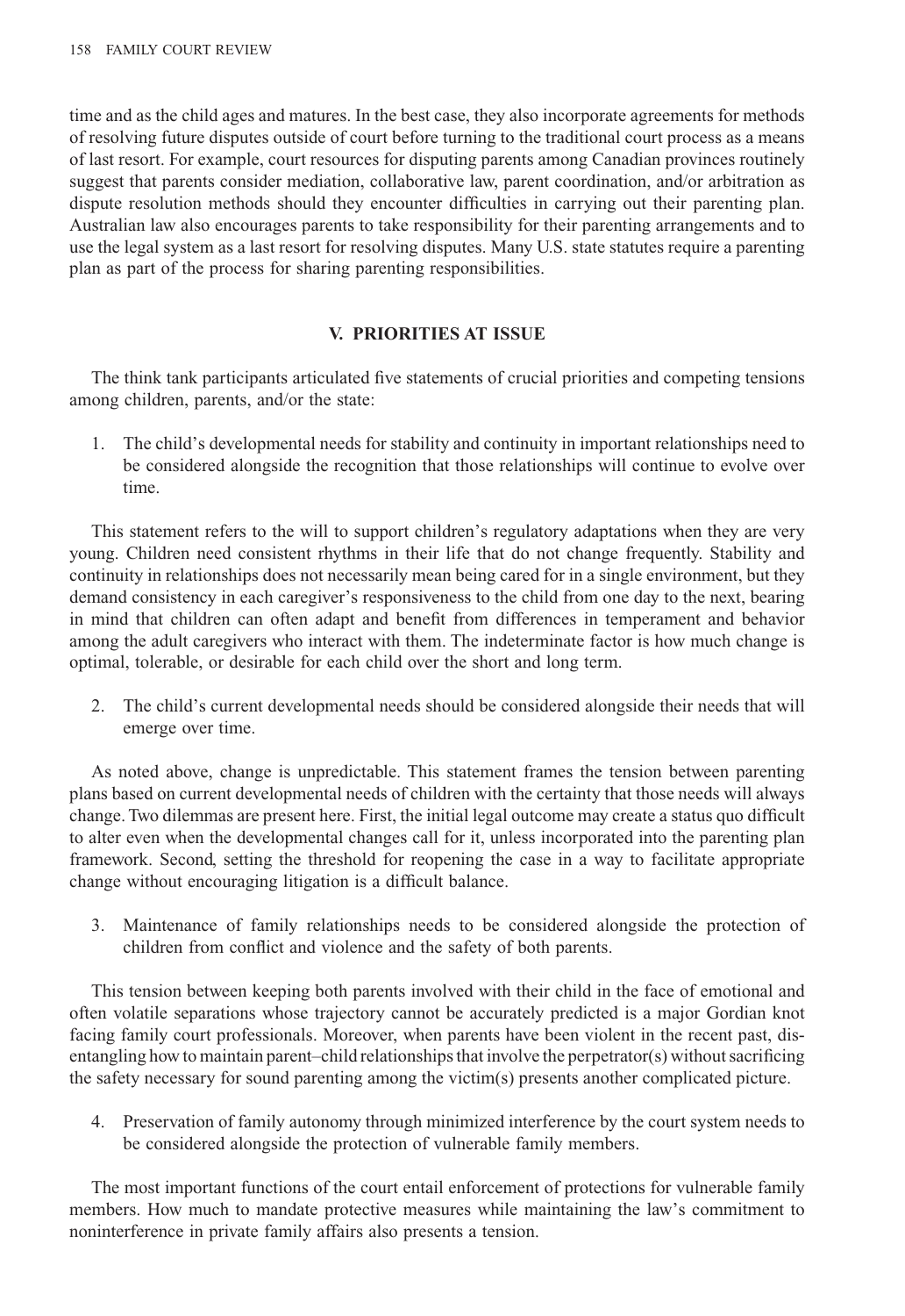time and as the child ages and matures. In the best case, they also incorporate agreements for methods of resolving future disputes outside of court before turning to the traditional court process as a means of last resort. For example, court resources for disputing parents among Canadian provinces routinely suggest that parents consider mediation, collaborative law, parent coordination, and/or arbitration as dispute resolution methods should they encounter difficulties in carrying out their parenting plan. Australian law also encourages parents to take responsibility for their parenting arrangements and to use the legal system as a last resort for resolving disputes. Many U.S. state statutes require a parenting plan as part of the process for sharing parenting responsibilities.

## V. PRIORITIES AT ISSUE

The think tank participants articulated five statements of crucial priorities and competing tensions among children, parents, and/or the state:

1. The child's developmental needs for stability and continuity in important relationships need to be considered alongside the recognition that those relationships will continue to evolve over time.

This statement refers to the will to support children's regulatory adaptations when they are very young. Children need consistent rhythms in their life that do not change frequently. Stability and continuity in relationships does not necessarily mean being cared for in a single environment, but they demand consistency in each caregiver's responsiveness to the child from one day to the next, bearing in mind that children can often adapt and benefit from differences in temperament and behavior among the adult caregivers who interact with them. The indeterminate factor is how much change is optimal, tolerable, or desirable for each child over the short and long term.

2. The child's current developmental needs should be considered alongside their needs that will emerge over time.

As noted above, change is unpredictable. This statement frames the tension between parenting plans based on current developmental needs of children with the certainty that those needs will always change. Two dilemmas are present here. First, the initial legal outcome may create a status quo difficult to alter even when the developmental changes call for it, unless incorporated into the parenting plan framework. Second, setting the threshold for reopening the case in a way to facilitate appropriate change without encouraging litigation is a difficult balance.

3. Maintenance of family relationships needs to be considered alongside the protection of children from conflict and violence and the safety of both parents.

This tension between keeping both parents involved with their child in the face of emotional and often volatile separations whose trajectory cannot be accurately predicted is a major Gordian knot facing family court professionals. Moreover, when parents have been violent in the recent past, disentangling how to maintain parent–child relationships that involve the perpetrator(s) without sacrificing the safety necessary for sound parenting among the victim(s) presents another complicated picture.

4. Preservation of family autonomy through minimized interference by the court system needs to be considered alongside the protection of vulnerable family members.

The most important functions of the court entail enforcement of protections for vulnerable family members. How much to mandate protective measures while maintaining the law's commitment to noninterference in private family affairs also presents a tension.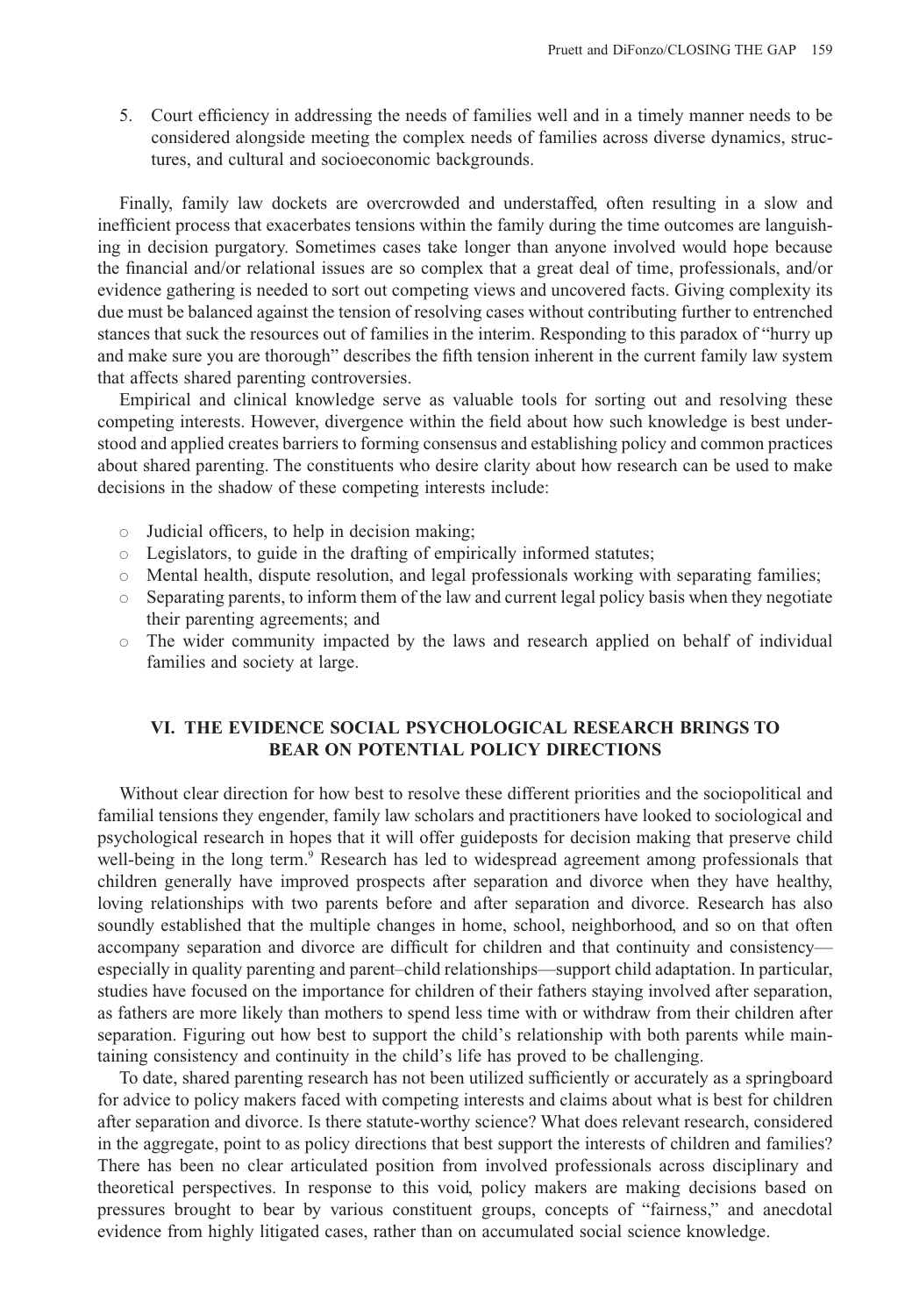5. Court efficiency in addressing the needs of families well and in a timely manner needs to be considered alongside meeting the complex needs of families across diverse dynamics, structures, and cultural and socioeconomic backgrounds.

Finally, family law dockets are overcrowded and understaffed, often resulting in a slow and inefficient process that exacerbates tensions within the family during the time outcomes are languishing in decision purgatory. Sometimes cases take longer than anyone involved would hope because the financial and/or relational issues are so complex that a great deal of time, professionals, and/or evidence gathering is needed to sort out competing views and uncovered facts. Giving complexity its due must be balanced against the tension of resolving cases without contributing further to entrenched stances that suck the resources out of families in the interim. Responding to this paradox of "hurry up and make sure you are thorough" describes the fifth tension inherent in the current family law system that affects shared parenting controversies.

Empirical and clinical knowledge serve as valuable tools for sorting out and resolving these competing interests. However, divergence within the field about how such knowledge is best understood and applied creates barriers to forming consensus and establishing policy and common practices about shared parenting. The constituents who desire clarity about how research can be used to make decisions in the shadow of these competing interests include:

- Judicial officers, to help in decision making;
- Legislators, to guide in the drafting of empirically informed statutes;
- Mental health, dispute resolution, and legal professionals working with separating families;
- Separating parents, to inform them of the law and current legal policy basis when they negotiate their parenting agreements; and
- The wider community impacted by the laws and research applied on behalf of individual families and society at large.

## VI. THE EVIDENCE SOCIAL PSYCHOLOGICAL RESEARCH BRINGS TO BEAR ON POTENTIAL POLICY DIRECTIONS

Without clear direction for how best to resolve these different priorities and the sociopolitical and familial tensions they engender, family law scholars and practitioners have looked to sociological and psychological research in hopes that it will offer guideposts for decision making that preserve child well-being in the long term.[9] Research has led to widespread agreement among professionals that children generally have improved prospects after separation and divorce when they have healthy, loving relationships with two parents before and after separation and divorce. Research has also soundly established that the multiple changes in home, school, neighborhood, and so on that often accompany separation and divorce are difficult for children and that continuity and consistency—especially in quality parenting and parent–child relationships—support child adaptation. In particular, studies have focused on the importance for children of their fathers staying involved after separation, as fathers are more likely than mothers to spend less time with or withdraw from their children after separation. Figuring out how best to support the child's relationship with both parents while maintaining consistency and continuity in the child's life has proved to be challenging.

To date, shared parenting research has not been utilized sufficiently or accurately as a springboard for advice to policy makers faced with competing interests and claims about what is best for children after separation and divorce. Is there statute-worthy science? What does relevant research, considered in the aggregate, point to as policy directions that best support the interests of children and families? There has been no clear articulated position from involved professionals across disciplinary and theoretical perspectives. In response to this void, policy makers are making decisions based on pressures brought to bear by various constituent groups, concepts of "fairness," and anecdotal evidence from highly litigated cases, rather than on accumulated social science knowledge.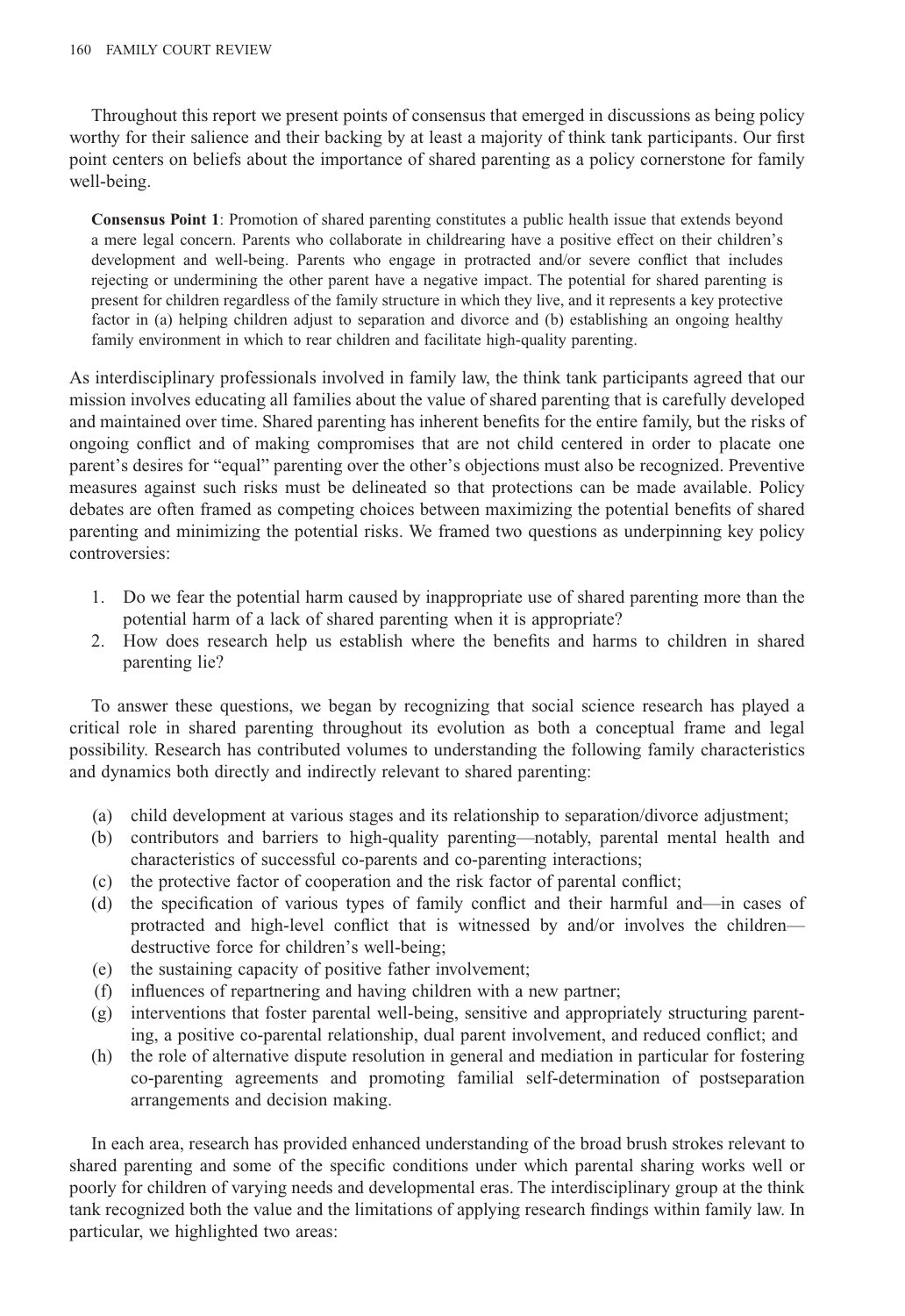Throughout this report we present points of consensus that emerged in discussions as being policy worthy for their salience and their backing by at least a majority of think tank participants. Our first point centers on beliefs about the importance of shared parenting as a policy cornerstone for family well-being.

> **Consensus Point 1**: Promotion of shared parenting constitutes a public health issue that extends beyond a mere legal concern. Parents who collaborate in childrearing have a positive effect on their children's development and well-being. Parents who engage in protracted and/or severe conflict that includes rejecting or undermining the other parent have a negative impact. The potential for shared parenting is present for children regardless of the family structure in which they live, and it represents a key protective factor in (a) helping children adjust to separation and divorce and (b) establishing an ongoing healthy family environment in which to rear children and facilitate high-quality parenting.

As interdisciplinary professionals involved in family law, the think tank participants agreed that our mission involves educating all families about the value of shared parenting that is carefully developed and maintained over time. Shared parenting has inherent benefits for the entire family, but the risks of ongoing conflict and of making compromises that are not child centered in order to placate one parent's desires for "equal" parenting over the other's objections must also be recognized. Preventive measures against such risks must be delineated so that protections can be made available. Policy debates are often framed as competing choices between maximizing the potential benefits of shared parenting and minimizing the potential risks. We framed two questions as underpinning key policy controversies:

1. Do we fear the potential harm caused by inappropriate use of shared parenting more than the potential harm of a lack of shared parenting when it is appropriate?
2. How does research help us establish where the benefits and harms to children in shared parenting lie?

To answer these questions, we began by recognizing that social science research has played a critical role in shared parenting throughout its evolution as both a conceptual frame and legal possibility. Research has contributed volumes to understanding the following family characteristics and dynamics both directly and indirectly relevant to shared parenting:

(a) child development at various stages and its relationship to separation/divorce adjustment;
(b) contributors and barriers to high-quality parenting—notably, parental mental health and characteristics of successful co-parents and co-parenting interactions;
(c) the protective factor of cooperation and the risk factor of parental conflict;
(d) the specification of various types of family conflict and their harmful and—in cases of protracted and high-level conflict that is witnessed by and/or involves the children—destructive force for children's well-being;
(e) the sustaining capacity of positive father involvement;
(f) influences of repartnering and having children with a new partner;
(g) interventions that foster parental well-being, sensitive and appropriately structuring parenting, a positive co-parental relationship, dual parent involvement, and reduced conflict; and
(h) the role of alternative dispute resolution in general and mediation in particular for fostering co-parenting agreements and promoting familial self-determination of postseparation arrangements and decision making.

In each area, research has provided enhanced understanding of the broad brush strokes relevant to shared parenting and some of the specific conditions under which parental sharing works well or poorly for children of varying needs and developmental eras. The interdisciplinary group at the think tank recognized both the value and the limitations of applying research findings within family law. In particular, we highlighted two areas: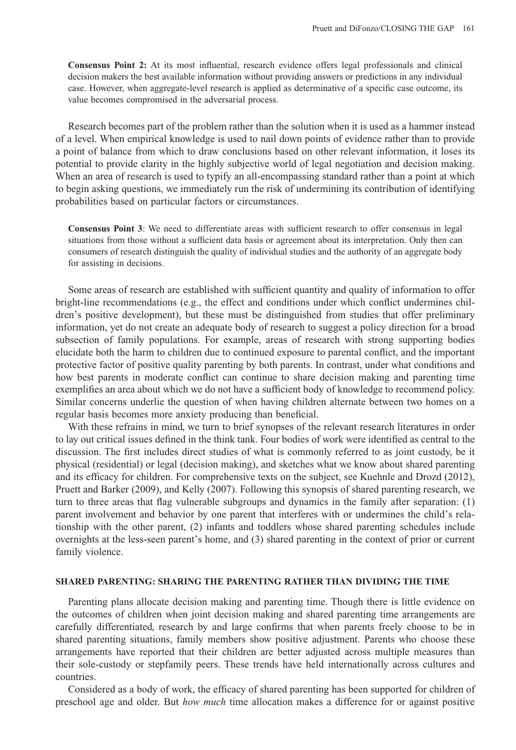**Consensus Point 2:** At its most influential, research evidence offers legal professionals and clinical decision makers the best available information without providing answers or predictions in any individual case. However, when aggregate-level research is applied as determinative of a specific case outcome, its value becomes compromised in the adversarial process.

Research becomes part of the problem rather than the solution when it is used as a hammer instead of a level. When empirical knowledge is used to nail down points of evidence rather than to provide a point of balance from which to draw conclusions based on other relevant information, it loses its potential to provide clarity in the highly subjective world of legal negotiation and decision making. When an area of research is used to typify an all-encompassing standard rather than a point at which to begin asking questions, we immediately run the risk of undermining its contribution of identifying probabilities based on particular factors or circumstances.

**Consensus Point 3**: We need to differentiate areas with sufficient research to offer consensus in legal situations from those without a sufficient data basis or agreement about its interpretation. Only then can consumers of research distinguish the quality of individual studies and the authority of an aggregate body for assisting in decisions.

Some areas of research are established with sufficient quantity and quality of information to offer bright-line recommendations (e.g., the effect and conditions under which conflict undermines children's positive development), but these must be distinguished from studies that offer preliminary information, yet do not create an adequate body of research to suggest a policy direction for a broad subsection of family populations. For example, areas of research with strong supporting bodies elucidate both the harm to children due to continued exposure to parental conflict, and the important protective factor of positive quality parenting by both parents. In contrast, under what conditions and how best parents in moderate conflict can continue to share decision making and parenting time exemplifies an area about which we do not have a sufficient body of knowledge to recommend policy. Similar concerns underlie the question of when having children alternate between two homes on a regular basis becomes more anxiety producing than beneficial.

With these refrains in mind, we turn to brief synopses of the relevant research literatures in order to lay out critical issues defined in the think tank. Four bodies of work were identified as central to the discussion. The first includes direct studies of what is commonly referred to as joint custody, be it physical (residential) or legal (decision making), and sketches what we know about shared parenting and its efficacy for children. For comprehensive texts on the subject, see Kuehnle and Drozd (2012), Pruett and Barker (2009), and Kelly (2007). Following this synopsis of shared parenting research, we turn to three areas that flag vulnerable subgroups and dynamics in the family after separation: (1) parent involvement and behavior by one parent that interferes with or undermines the child's relationship with the other parent, (2) infants and toddlers whose shared parenting schedules include overnights at the less-seen parent's home, and (3) shared parenting in the context of prior or current family violence.

## SHARED PARENTING: SHARING THE PARENTING RATHER THAN DIVIDING THE TIME

Parenting plans allocate decision making and parenting time. Though there is little evidence on the outcomes of children when joint decision making and shared parenting time arrangements are carefully differentiated, research by and large confirms that when parents freely choose to be in shared parenting situations, family members show positive adjustment. Parents who choose these arrangements have reported that their children are better adjusted across multiple measures than their sole-custody or stepfamily peers. These trends have held internationally across cultures and countries.

Considered as a body of work, the efficacy of shared parenting has been supported for children of preschool age and older. But *how much* time allocation makes a difference for or against positive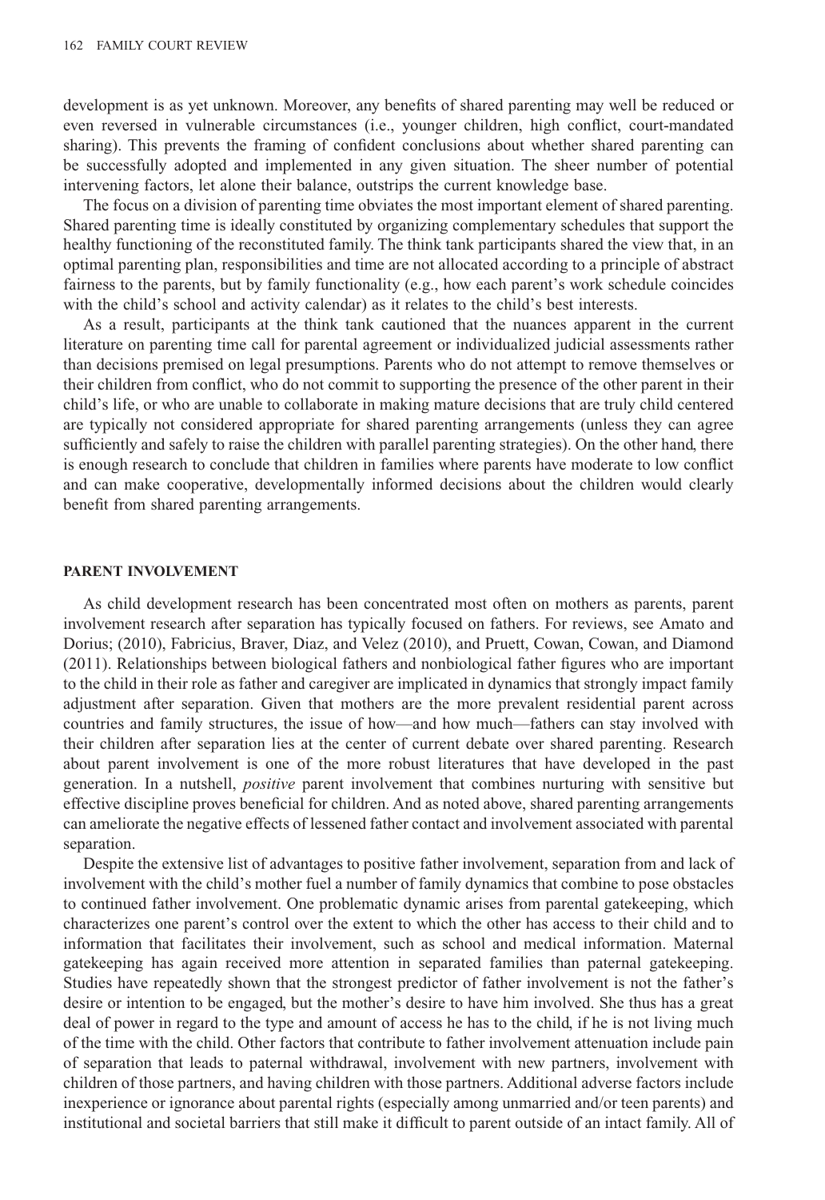development is as yet unknown. Moreover, any benefits of shared parenting may well be reduced or even reversed in vulnerable circumstances (i.e., younger children, high conflict, court-mandated sharing). This prevents the framing of confident conclusions about whether shared parenting can be successfully adopted and implemented in any given situation. The sheer number of potential intervening factors, let alone their balance, outstrips the current knowledge base.

The focus on a division of parenting time obviates the most important element of shared parenting. Shared parenting time is ideally constituted by organizing complementary schedules that support the healthy functioning of the reconstituted family. The think tank participants shared the view that, in an optimal parenting plan, responsibilities and time are not allocated according to a principle of abstract fairness to the parents, but by family functionality (e.g., how each parent's work schedule coincides with the child's school and activity calendar) as it relates to the child's best interests.

As a result, participants at the think tank cautioned that the nuances apparent in the current literature on parenting time call for parental agreement or individualized judicial assessments rather than decisions premised on legal presumptions. Parents who do not attempt to remove themselves or their children from conflict, who do not commit to supporting the presence of the other parent in their child's life, or who are unable to collaborate in making mature decisions that are truly child centered are typically not considered appropriate for shared parenting arrangements (unless they can agree sufficiently and safely to raise the children with parallel parenting strategies). On the other hand, there is enough research to conclude that children in families where parents have moderate to low conflict and can make cooperative, developmentally informed decisions about the children would clearly benefit from shared parenting arrangements.

## PARENT INVOLVEMENT

As child development research has been concentrated most often on mothers as parents, parent involvement research after separation has typically focused on fathers. For reviews, see Amato and Dorius; (2010), Fabricius, Braver, Diaz, and Velez (2010), and Pruett, Cowan, Cowan, and Diamond (2011). Relationships between biological fathers and nonbiological father figures who are important to the child in their role as father and caregiver are implicated in dynamics that strongly impact family adjustment after separation. Given that mothers are the more prevalent residential parent across countries and family structures, the issue of how—and how much—fathers can stay involved with their children after separation lies at the center of current debate over shared parenting. Research about parent involvement is one of the more robust literatures that have developed in the past generation. In a nutshell, *positive* parent involvement that combines nurturing with sensitive but effective discipline proves beneficial for children. And as noted above, shared parenting arrangements can ameliorate the negative effects of lessened father contact and involvement associated with parental separation.

Despite the extensive list of advantages to positive father involvement, separation from and lack of involvement with the child's mother fuel a number of family dynamics that combine to pose obstacles to continued father involvement. One problematic dynamic arises from parental gatekeeping, which characterizes one parent's control over the extent to which the other has access to their child and to information that facilitates their involvement, such as school and medical information. Maternal gatekeeping has again received more attention in separated families than paternal gatekeeping. Studies have repeatedly shown that the strongest predictor of father involvement is not the father's desire or intention to be engaged, but the mother's desire to have him involved. She thus has a great deal of power in regard to the type and amount of access he has to the child, if he is not living much of the time with the child. Other factors that contribute to father involvement attenuation include pain of separation that leads to paternal withdrawal, involvement with new partners, involvement with children of those partners, and having children with those partners. Additional adverse factors include inexperience or ignorance about parental rights (especially among unmarried and/or teen parents) and institutional and societal barriers that still make it difficult to parent outside of an intact family. All of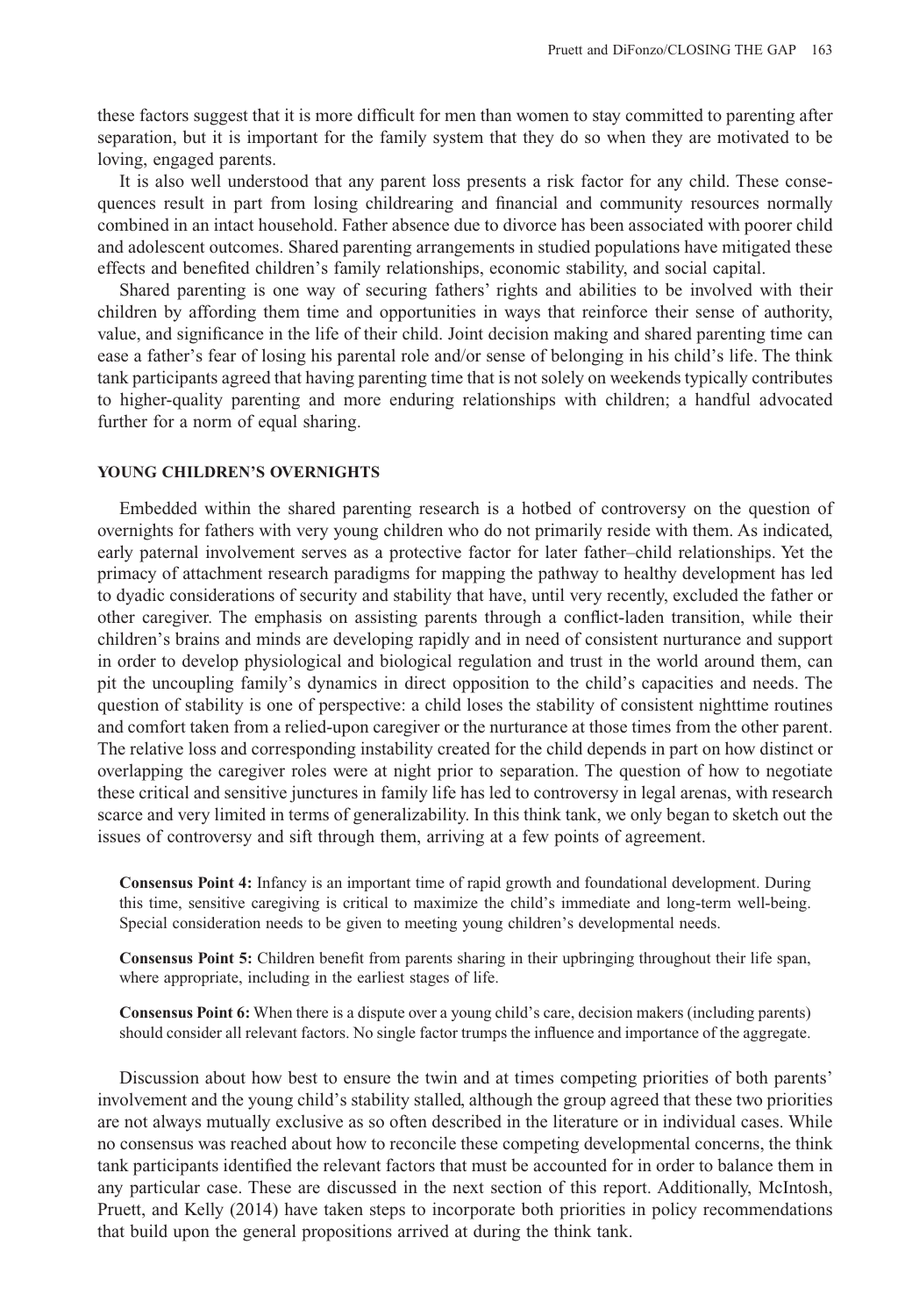these factors suggest that it is more difficult for men than women to stay committed to parenting after separation, but it is important for the family system that they do so when they are motivated to be loving, engaged parents.

It is also well understood that any parent loss presents a risk factor for any child. These consequences result in part from losing childrearing and financial and community resources normally combined in an intact household. Father absence due to divorce has been associated with poorer child and adolescent outcomes. Shared parenting arrangements in studied populations have mitigated these effects and benefited children's family relationships, economic stability, and social capital.

Shared parenting is one way of securing fathers' rights and abilities to be involved with their children by affording them time and opportunities in ways that reinforce their sense of authority, value, and significance in the life of their child. Joint decision making and shared parenting time can ease a father's fear of losing his parental role and/or sense of belonging in his child's life. The think tank participants agreed that having parenting time that is not solely on weekends typically contributes to higher-quality parenting and more enduring relationships with children; a handful advocated further for a norm of equal sharing.

## YOUNG CHILDREN'S OVERNIGHTS

Embedded within the shared parenting research is a hotbed of controversy on the question of overnights for fathers with very young children who do not primarily reside with them. As indicated, early paternal involvement serves as a protective factor for later father–child relationships. Yet the primacy of attachment research paradigms for mapping the pathway to healthy development has led to dyadic considerations of security and stability that have, until very recently, excluded the father or other caregiver. The emphasis on assisting parents through a conflict-laden transition, while their children's brains and minds are developing rapidly and in need of consistent nurturance and support in order to develop physiological and biological regulation and trust in the world around them, can pit the uncoupling family's dynamics in direct opposition to the child's capacities and needs. The question of stability is one of perspective: a child loses the stability of consistent nighttime routines and comfort taken from a relied-upon caregiver or the nurturance at those times from the other parent. The relative loss and corresponding instability created for the child depends in part on how distinct or overlapping the caregiver roles were at night prior to separation. The question of how to negotiate these critical and sensitive junctures in family life has led to controversy in legal arenas, with research scarce and very limited in terms of generalizability. In this think tank, we only began to sketch out the issues of controversy and sift through them, arriving at a few points of agreement.

> **Consensus Point 4:** Infancy is an important time of rapid growth and foundational development. During this time, sensitive caregiving is critical to maximize the child's immediate and long-term well-being. Special consideration needs to be given to meeting young children's developmental needs.

> **Consensus Point 5:** Children benefit from parents sharing in their upbringing throughout their life span, where appropriate, including in the earliest stages of life.

> **Consensus Point 6:** When there is a dispute over a young child's care, decision makers (including parents) should consider all relevant factors. No single factor trumps the influence and importance of the aggregate.

Discussion about how best to ensure the twin and at times competing priorities of both parents' involvement and the young child's stability stalled, although the group agreed that these two priorities are not always mutually exclusive as so often described in the literature or in individual cases. While no consensus was reached about how to reconcile these competing developmental concerns, the think tank participants identified the relevant factors that must be accounted for in order to balance them in any particular case. These are discussed in the next section of this report. Additionally, McIntosh, Pruett, and Kelly (2014) have taken steps to incorporate both priorities in policy recommendations that build upon the general propositions arrived at during the think tank.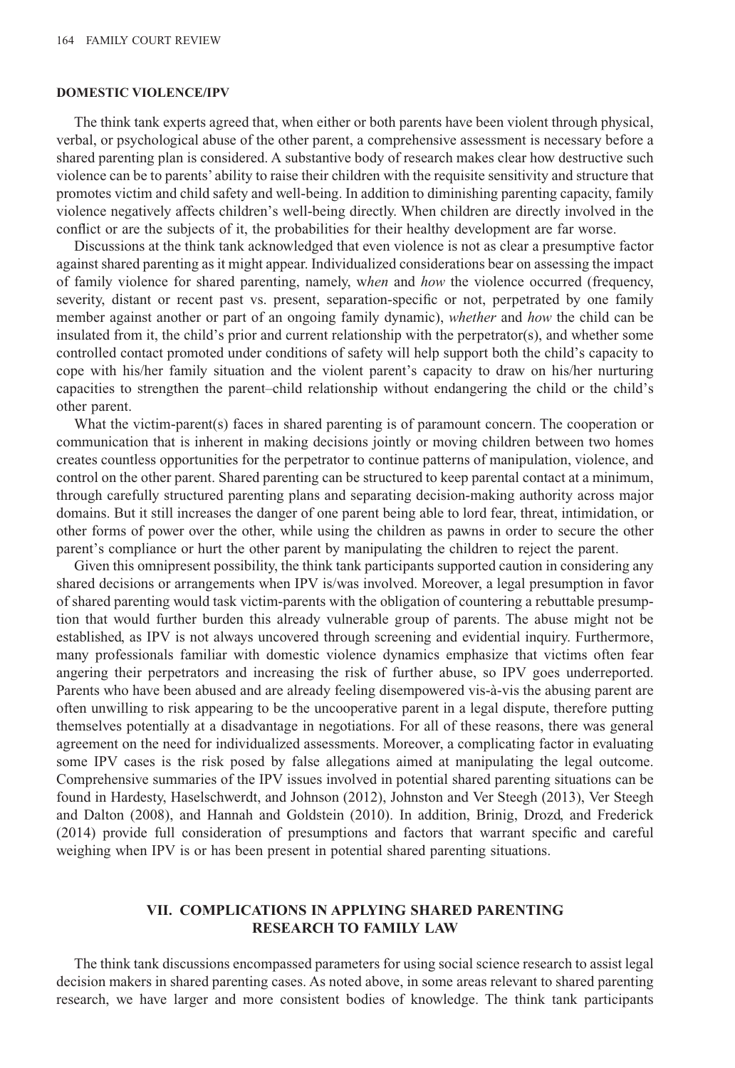### DOMESTIC VIOLENCE/IPV

The think tank experts agreed that, when either or both parents have been violent through physical, verbal, or psychological abuse of the other parent, a comprehensive assessment is necessary before a shared parenting plan is considered. A substantive body of research makes clear how destructive such violence can be to parents' ability to raise their children with the requisite sensitivity and structure that promotes victim and child safety and well-being. In addition to diminishing parenting capacity, family violence negatively affects children's well-being directly. When children are directly involved in the conflict or are the subjects of it, the probabilities for their healthy development are far worse.

Discussions at the think tank acknowledged that even violence is not as clear a presumptive factor against shared parenting as it might appear. Individualized considerations bear on assessing the impact of family violence for shared parenting, namely, w*hen* and *how* the violence occurred (frequency, severity, distant or recent past vs. present, separation-specific or not, perpetrated by one family member against another or part of an ongoing family dynamic), *whether* and *how* the child can be insulated from it, the child's prior and current relationship with the perpetrator(s), and whether some controlled contact promoted under conditions of safety will help support both the child's capacity to cope with his/her family situation and the violent parent's capacity to draw on his/her nurturing capacities to strengthen the parent–child relationship without endangering the child or the child's other parent.

What the victim-parent(s) faces in shared parenting is of paramount concern. The cooperation or communication that is inherent in making decisions jointly or moving children between two homes creates countless opportunities for the perpetrator to continue patterns of manipulation, violence, and control on the other parent. Shared parenting can be structured to keep parental contact at a minimum, through carefully structured parenting plans and separating decision-making authority across major domains. But it still increases the danger of one parent being able to lord fear, threat, intimidation, or other forms of power over the other, while using the children as pawns in order to secure the other parent's compliance or hurt the other parent by manipulating the children to reject the parent.

Given this omnipresent possibility, the think tank participants supported caution in considering any shared decisions or arrangements when IPV is/was involved. Moreover, a legal presumption in favor of shared parenting would task victim-parents with the obligation of countering a rebuttable presumption that would further burden this already vulnerable group of parents. The abuse might not be established, as IPV is not always uncovered through screening and evidential inquiry. Furthermore, many professionals familiar with domestic violence dynamics emphasize that victims often fear angering their perpetrators and increasing the risk of further abuse, so IPV goes underreported. Parents who have been abused and are already feeling disempowered vis-à-vis the abusing parent are often unwilling to risk appearing to be the uncooperative parent in a legal dispute, therefore putting themselves potentially at a disadvantage in negotiations. For all of these reasons, there was general agreement on the need for individualized assessments. Moreover, a complicating factor in evaluating some IPV cases is the risk posed by false allegations aimed at manipulating the legal outcome. Comprehensive summaries of the IPV issues involved in potential shared parenting situations can be found in Hardesty, Haselschwerdt, and Johnson (2012), Johnston and Ver Steegh (2013), Ver Steegh and Dalton (2008), and Hannah and Goldstein (2010). In addition, Brinig, Drozd, and Frederick (2014) provide full consideration of presumptions and factors that warrant specific and careful weighing when IPV is or has been present in potential shared parenting situations.

## VII. COMPLICATIONS IN APPLYING SHARED PARENTING RESEARCH TO FAMILY LAW

The think tank discussions encompassed parameters for using social science research to assist legal decision makers in shared parenting cases. As noted above, in some areas relevant to shared parenting research, we have larger and more consistent bodies of knowledge. The think tank participants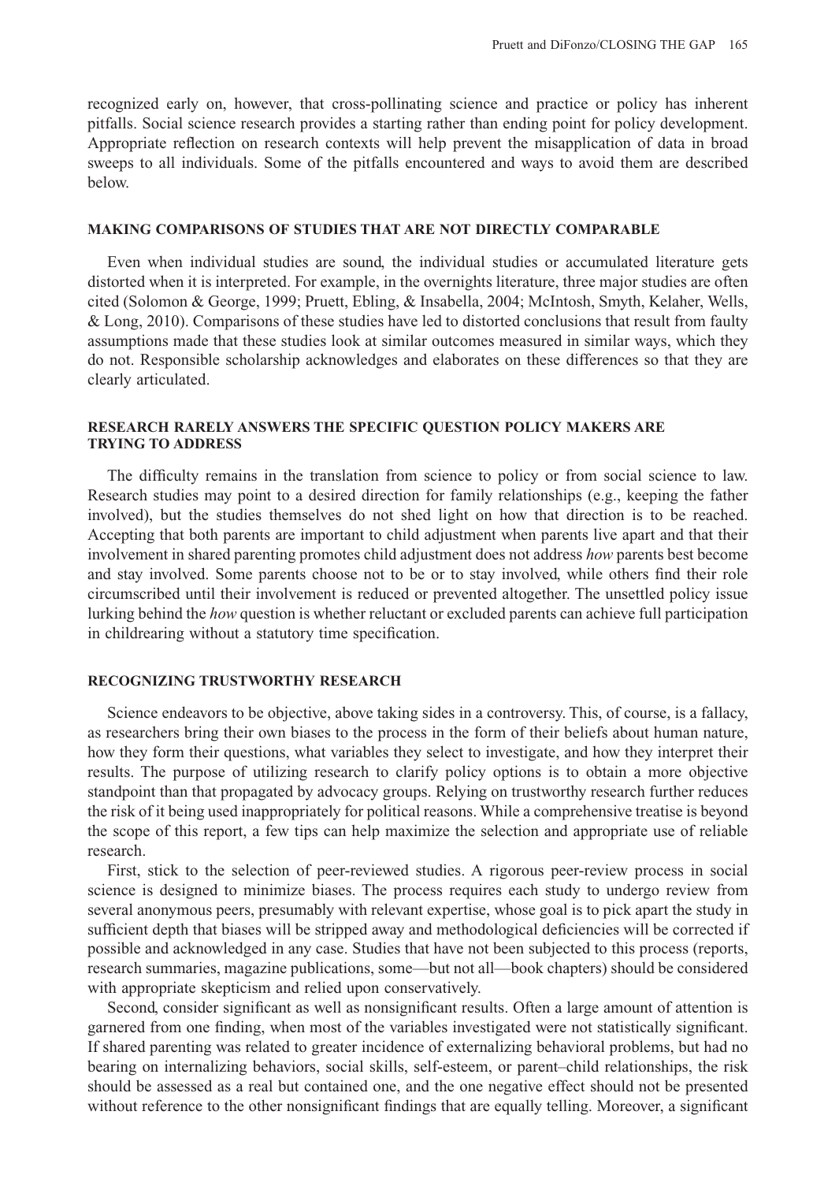recognized early on, however, that cross-pollinating science and practice or policy has inherent pitfalls. Social science research provides a starting rather than ending point for policy development. Appropriate reflection on research contexts will help prevent the misapplication of data in broad sweeps to all individuals. Some of the pitfalls encountered and ways to avoid them are described below.

## MAKING COMPARISONS OF STUDIES THAT ARE NOT DIRECTLY COMPARABLE

Even when individual studies are sound, the individual studies or accumulated literature gets distorted when it is interpreted. For example, in the overnights literature, three major studies are often cited (Solomon & George, 1999; Pruett, Ebling, & Insabella, 2004; McIntosh, Smyth, Kelaher, Wells, & Long, 2010). Comparisons of these studies have led to distorted conclusions that result from faulty assumptions made that these studies look at similar outcomes measured in similar ways, which they do not. Responsible scholarship acknowledges and elaborates on these differences so that they are clearly articulated.

## RESEARCH RARELY ANSWERS THE SPECIFIC QUESTION POLICY MAKERS ARE TRYING TO ADDRESS

The difficulty remains in the translation from science to policy or from social science to law. Research studies may point to a desired direction for family relationships (e.g., keeping the father involved), but the studies themselves do not shed light on how that direction is to be reached. Accepting that both parents are important to child adjustment when parents live apart and that their involvement in shared parenting promotes child adjustment does not address *how* parents best become and stay involved. Some parents choose not to be or to stay involved, while others find their role circumscribed until their involvement is reduced or prevented altogether. The unsettled policy issue lurking behind the *how* question is whether reluctant or excluded parents can achieve full participation in childrearing without a statutory time specification.

## RECOGNIZING TRUSTWORTHY RESEARCH

Science endeavors to be objective, above taking sides in a controversy. This, of course, is a fallacy, as researchers bring their own biases to the process in the form of their beliefs about human nature, how they form their questions, what variables they select to investigate, and how they interpret their results. The purpose of utilizing research to clarify policy options is to obtain a more objective standpoint than that propagated by advocacy groups. Relying on trustworthy research further reduces the risk of it being used inappropriately for political reasons. While a comprehensive treatise is beyond the scope of this report, a few tips can help maximize the selection and appropriate use of reliable research.

First, stick to the selection of peer-reviewed studies. A rigorous peer-review process in social science is designed to minimize biases. The process requires each study to undergo review from several anonymous peers, presumably with relevant expertise, whose goal is to pick apart the study in sufficient depth that biases will be stripped away and methodological deficiencies will be corrected if possible and acknowledged in any case. Studies that have not been subjected to this process (reports, research summaries, magazine publications, some—but not all—book chapters) should be considered with appropriate skepticism and relied upon conservatively.

Second, consider significant as well as nonsignificant results. Often a large amount of attention is garnered from one finding, when most of the variables investigated were not statistically significant. If shared parenting was related to greater incidence of externalizing behavioral problems, but had no bearing on internalizing behaviors, social skills, self-esteem, or parent–child relationships, the risk should be assessed as a real but contained one, and the one negative effect should not be presented without reference to the other nonsignificant findings that are equally telling. Moreover, a significant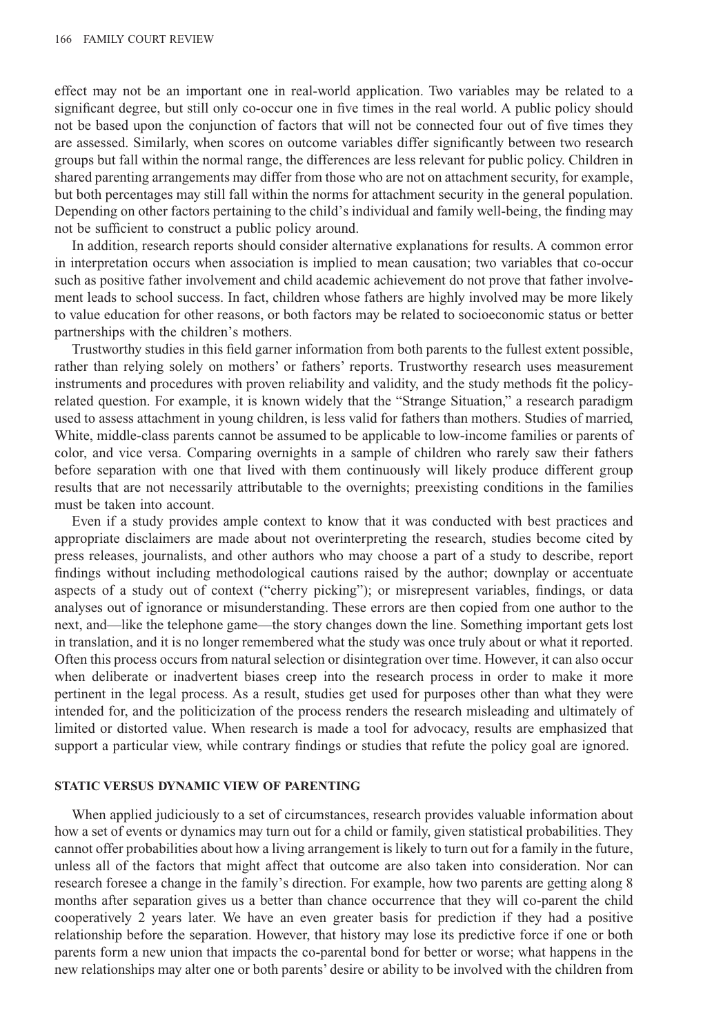effect may not be an important one in real-world application. Two variables may be related to a significant degree, but still only co-occur one in five times in the real world. A public policy should not be based upon the conjunction of factors that will not be connected four out of five times they are assessed. Similarly, when scores on outcome variables differ significantly between two research groups but fall within the normal range, the differences are less relevant for public policy. Children in shared parenting arrangements may differ from those who are not on attachment security, for example, but both percentages may still fall within the norms for attachment security in the general population. Depending on other factors pertaining to the child's individual and family well-being, the finding may not be sufficient to construct a public policy around.

In addition, research reports should consider alternative explanations for results. A common error in interpretation occurs when association is implied to mean causation; two variables that co-occur such as positive father involvement and child academic achievement do not prove that father involvement leads to school success. In fact, children whose fathers are highly involved may be more likely to value education for other reasons, or both factors may be related to socioeconomic status or better partnerships with the children's mothers.

Trustworthy studies in this field garner information from both parents to the fullest extent possible, rather than relying solely on mothers' or fathers' reports. Trustworthy research uses measurement instruments and procedures with proven reliability and validity, and the study methods fit the policy-related question. For example, it is known widely that the "Strange Situation," a research paradigm used to assess attachment in young children, is less valid for fathers than mothers. Studies of married, White, middle-class parents cannot be assumed to be applicable to low-income families or parents of color, and vice versa. Comparing overnights in a sample of children who rarely saw their fathers before separation with one that lived with them continuously will likely produce different group results that are not necessarily attributable to the overnights; preexisting conditions in the families must be taken into account.

Even if a study provides ample context to know that it was conducted with best practices and appropriate disclaimers are made about not overinterpreting the research, studies become cited by press releases, journalists, and other authors who may choose a part of a study to describe, report findings without including methodological cautions raised by the author; downplay or accentuate aspects of a study out of context ("cherry picking"); or misrepresent variables, findings, or data analyses out of ignorance or misunderstanding. These errors are then copied from one author to the next, and—like the telephone game—the story changes down the line. Something important gets lost in translation, and it is no longer remembered what the study was once truly about or what it reported. Often this process occurs from natural selection or disintegration over time. However, it can also occur when deliberate or inadvertent biases creep into the research process in order to make it more pertinent in the legal process. As a result, studies get used for purposes other than what they were intended for, and the politicization of the process renders the research misleading and ultimately of limited or distorted value. When research is made a tool for advocacy, results are emphasized that support a particular view, while contrary findings or studies that refute the policy goal are ignored.

## STATIC VERSUS DYNAMIC VIEW OF PARENTING

When applied judiciously to a set of circumstances, research provides valuable information about how a set of events or dynamics may turn out for a child or family, given statistical probabilities. They cannot offer probabilities about how a living arrangement is likely to turn out for a family in the future, unless all of the factors that might affect that outcome are also taken into consideration. Nor can research foresee a change in the family's direction. For example, how two parents are getting along 8 months after separation gives us a better than chance occurrence that they will co-parent the child cooperatively 2 years later. We have an even greater basis for prediction if they had a positive relationship before the separation. However, that history may lose its predictive force if one or both parents form a new union that impacts the co-parental bond for better or worse; what happens in the new relationships may alter one or both parents' desire or ability to be involved with the children from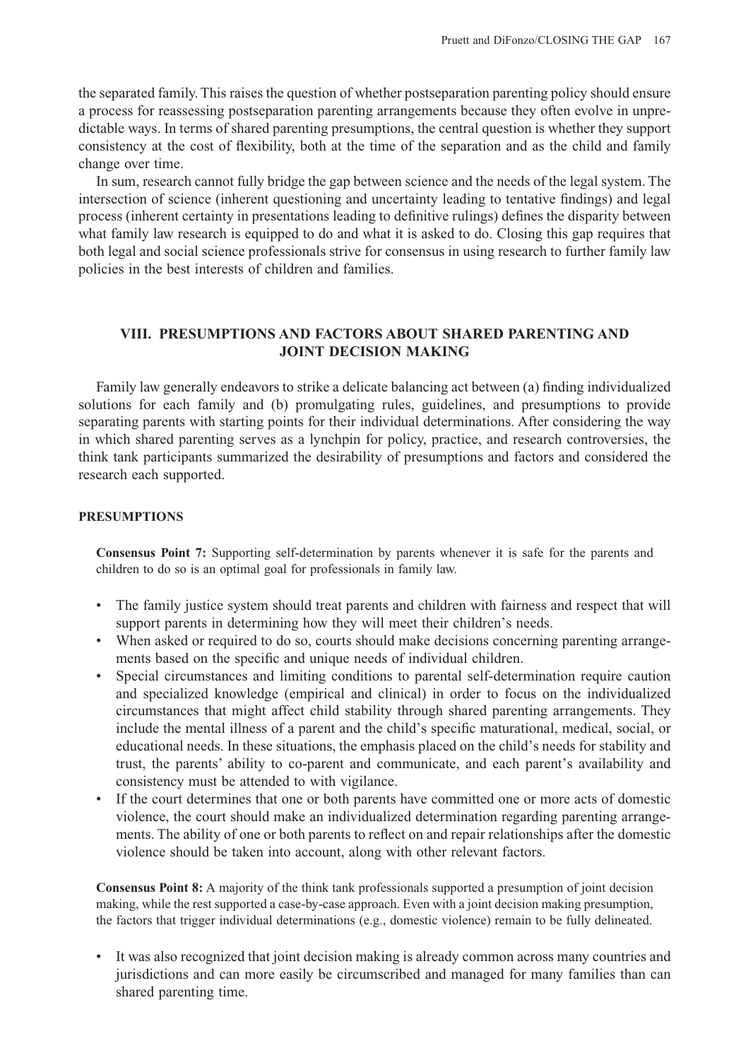the separated family. This raises the question of whether postseparation parenting policy should ensure a process for reassessing postseparation parenting arrangements because they often evolve in unpredictable ways. In terms of shared parenting presumptions, the central question is whether they support consistency at the cost of flexibility, both at the time of the separation and as the child and family change over time.

In sum, research cannot fully bridge the gap between science and the needs of the legal system. The intersection of science (inherent questioning and uncertainty leading to tentative findings) and legal process (inherent certainty in presentations leading to definitive rulings) defines the disparity between what family law research is equipped to do and what it is asked to do. Closing this gap requires that both legal and social science professionals strive for consensus in using research to further family law policies in the best interests of children and families.

## VIII. PRESUMPTIONS AND FACTORS ABOUT SHARED PARENTING AND JOINT DECISION MAKING

Family law generally endeavors to strike a delicate balancing act between (a) finding individualized solutions for each family and (b) promulgating rules, guidelines, and presumptions to provide separating parents with starting points for their individual determinations. After considering the way in which shared parenting serves as a lynchpin for policy, practice, and research controversies, the think tank participants summarized the desirability of presumptions and factors and considered the research each supported.

### PRESUMPTIONS

**Consensus Point 7:** Supporting self-determination by parents whenever it is safe for the parents and children to do so is an optimal goal for professionals in family law.

- The family justice system should treat parents and children with fairness and respect that will support parents in determining how they will meet their children's needs.
- When asked or required to do so, courts should make decisions concerning parenting arrangements based on the specific and unique needs of individual children.
- Special circumstances and limiting conditions to parental self-determination require caution and specialized knowledge (empirical and clinical) in order to focus on the individualized circumstances that might affect child stability through shared parenting arrangements. They include the mental illness of a parent and the child's specific maturational, medical, social, or educational needs. In these situations, the emphasis placed on the child's needs for stability and trust, the parents' ability to co-parent and communicate, and each parent's availability and consistency must be attended to with vigilance.
- If the court determines that one or both parents have committed one or more acts of domestic violence, the court should make an individualized determination regarding parenting arrangements. The ability of one or both parents to reflect on and repair relationships after the domestic violence should be taken into account, along with other relevant factors.

**Consensus Point 8:** A majority of the think tank professionals supported a presumption of joint decision making, while the rest supported a case-by-case approach. Even with a joint decision making presumption, the factors that trigger individual determinations (e.g., domestic violence) remain to be fully delineated.

- It was also recognized that joint decision making is already common across many countries and jurisdictions and can more easily be circumscribed and managed for many families than can shared parenting time.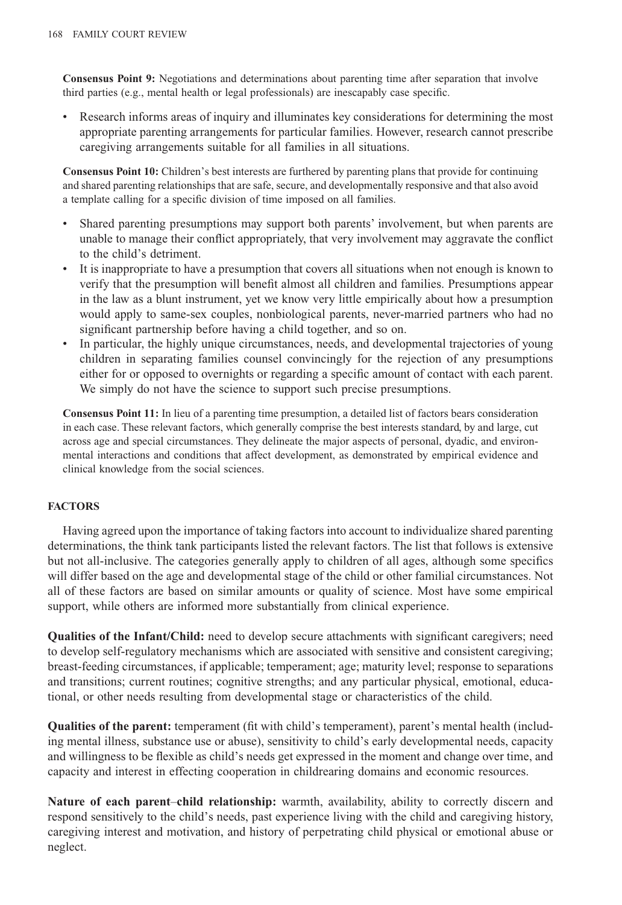**Consensus Point 9:** Negotiations and determinations about parenting time after separation that involve third parties (e.g., mental health or legal professionals) are inescapably case specific.

- Research informs areas of inquiry and illuminates key considerations for determining the most appropriate parenting arrangements for particular families. However, research cannot prescribe caregiving arrangements suitable for all families in all situations.

**Consensus Point 10:** Children's best interests are furthered by parenting plans that provide for continuing and shared parenting relationships that are safe, secure, and developmentally responsive and that also avoid a template calling for a specific division of time imposed on all families.

- Shared parenting presumptions may support both parents' involvement, but when parents are unable to manage their conflict appropriately, that very involvement may aggravate the conflict to the child's detriment.
- It is inappropriate to have a presumption that covers all situations when not enough is known to verify that the presumption will benefit almost all children and families. Presumptions appear in the law as a blunt instrument, yet we know very little empirically about how a presumption would apply to same-sex couples, nonbiological parents, never-married partners who had no significant partnership before having a child together, and so on.
- In particular, the highly unique circumstances, needs, and developmental trajectories of young children in separating families counsel convincingly for the rejection of any presumptions either for or opposed to overnights or regarding a specific amount of contact with each parent. We simply do not have the science to support such precise presumptions.

**Consensus Point 11:** In lieu of a parenting time presumption, a detailed list of factors bears consideration in each case. These relevant factors, which generally comprise the best interests standard, by and large, cut across age and special circumstances. They delineate the major aspects of personal, dyadic, and environmental interactions and conditions that affect development, as demonstrated by empirical evidence and clinical knowledge from the social sciences.

## FACTORS

Having agreed upon the importance of taking factors into account to individualize shared parenting determinations, the think tank participants listed the relevant factors. The list that follows is extensive but not all-inclusive. The categories generally apply to children of all ages, although some specifics will differ based on the age and developmental stage of the child or other familial circumstances. Not all of these factors are based on similar amounts or quality of science. Most have some empirical support, while others are informed more substantially from clinical experience.

**Qualities of the Infant/Child:** need to develop secure attachments with significant caregivers; need to develop self-regulatory mechanisms which are associated with sensitive and consistent caregiving; breast-feeding circumstances, if applicable; temperament; age; maturity level; response to separations and transitions; current routines; cognitive strengths; and any particular physical, emotional, educational, or other needs resulting from developmental stage or characteristics of the child.

**Qualities of the parent:** temperament (fit with child's temperament), parent's mental health (including mental illness, substance use or abuse), sensitivity to child's early developmental needs, capacity and willingness to be flexible as child's needs get expressed in the moment and change over time, and capacity and interest in effecting cooperation in childrearing domains and economic resources.

**Nature of each parent–child relationship:** warmth, availability, ability to correctly discern and respond sensitively to the child's needs, past experience living with the child and caregiving history, caregiving interest and motivation, and history of perpetrating child physical or emotional abuse or neglect.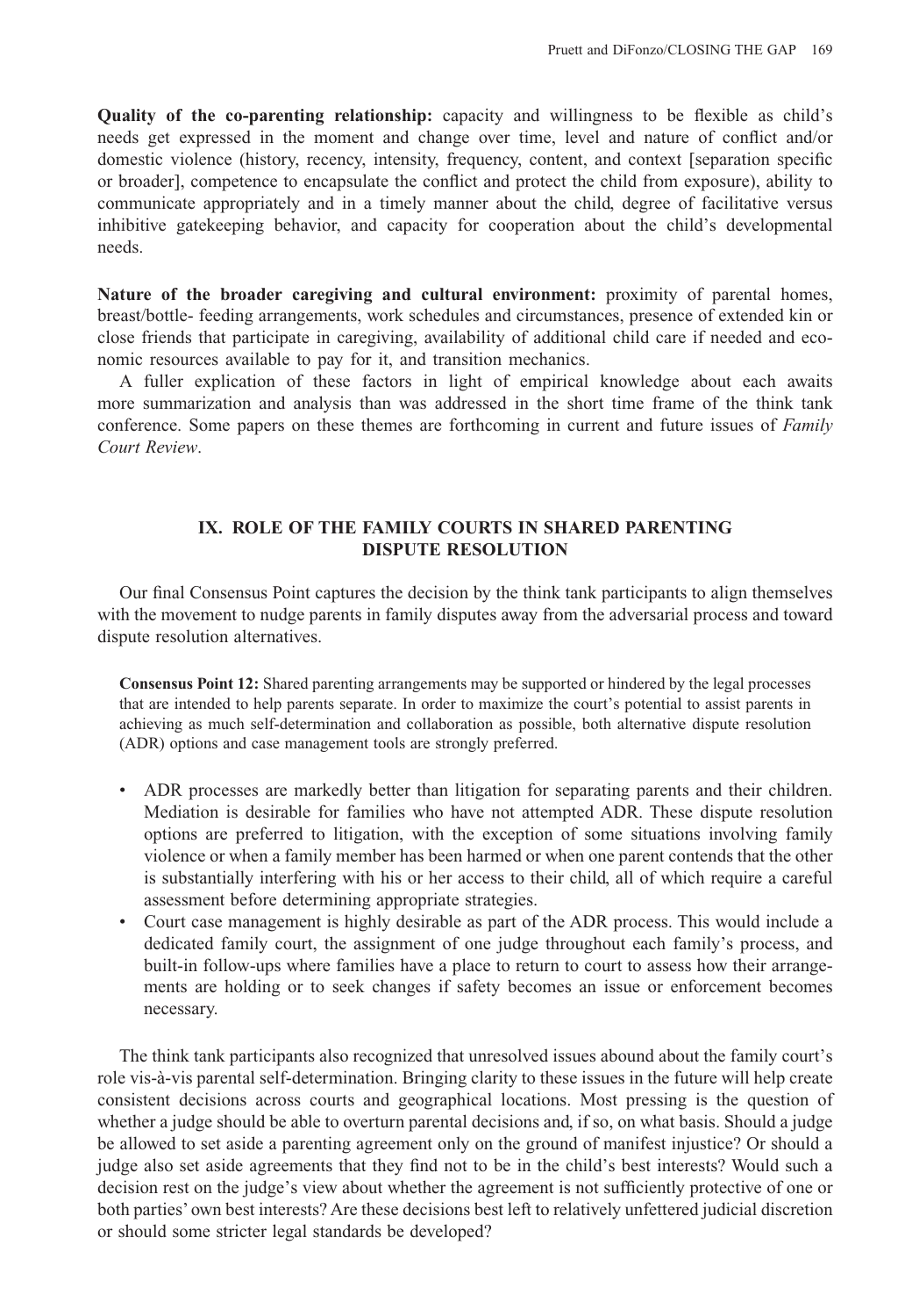**Quality of the co-parenting relationship:** capacity and willingness to be flexible as child's needs get expressed in the moment and change over time, level and nature of conflict and/or domestic violence (history, recency, intensity, frequency, content, and context [separation specific or broader], competence to encapsulate the conflict and protect the child from exposure), ability to communicate appropriately and in a timely manner about the child, degree of facilitative versus inhibitive gatekeeping behavior, and capacity for cooperation about the child's developmental needs.

**Nature of the broader caregiving and cultural environment:** proximity of parental homes, breast/bottle- feeding arrangements, work schedules and circumstances, presence of extended kin or close friends that participate in caregiving, availability of additional child care if needed and economic resources available to pay for it, and transition mechanics.

A fuller explication of these factors in light of empirical knowledge about each awaits more summarization and analysis than was addressed in the short time frame of the think tank conference. Some papers on these themes are forthcoming in current and future issues of *Family Court Review*.

## IX. ROLE OF THE FAMILY COURTS IN SHARED PARENTING DISPUTE RESOLUTION

Our final Consensus Point captures the decision by the think tank participants to align themselves with the movement to nudge parents in family disputes away from the adversarial process and toward dispute resolution alternatives.

> **Consensus Point 12:** Shared parenting arrangements may be supported or hindered by the legal processes that are intended to help parents separate. In order to maximize the court's potential to assist parents in achieving as much self-determination and collaboration as possible, both alternative dispute resolution (ADR) options and case management tools are strongly preferred.

- ADR processes are markedly better than litigation for separating parents and their children. Mediation is desirable for families who have not attempted ADR. These dispute resolution options are preferred to litigation, with the exception of some situations involving family violence or when a family member has been harmed or when one parent contends that the other is substantially interfering with his or her access to their child, all of which require a careful assessment before determining appropriate strategies.
- Court case management is highly desirable as part of the ADR process. This would include a dedicated family court, the assignment of one judge throughout each family's process, and built-in follow-ups where families have a place to return to court to assess how their arrangements are holding or to seek changes if safety becomes an issue or enforcement becomes necessary.

The think tank participants also recognized that unresolved issues abound about the family court's role vis-à-vis parental self-determination. Bringing clarity to these issues in the future will help create consistent decisions across courts and geographical locations. Most pressing is the question of whether a judge should be able to overturn parental decisions and, if so, on what basis. Should a judge be allowed to set aside a parenting agreement only on the ground of manifest injustice? Or should a judge also set aside agreements that they find not to be in the child's best interests? Would such a decision rest on the judge's view about whether the agreement is not sufficiently protective of one or both parties' own best interests? Are these decisions best left to relatively unfettered judicial discretion or should some stricter legal standards be developed?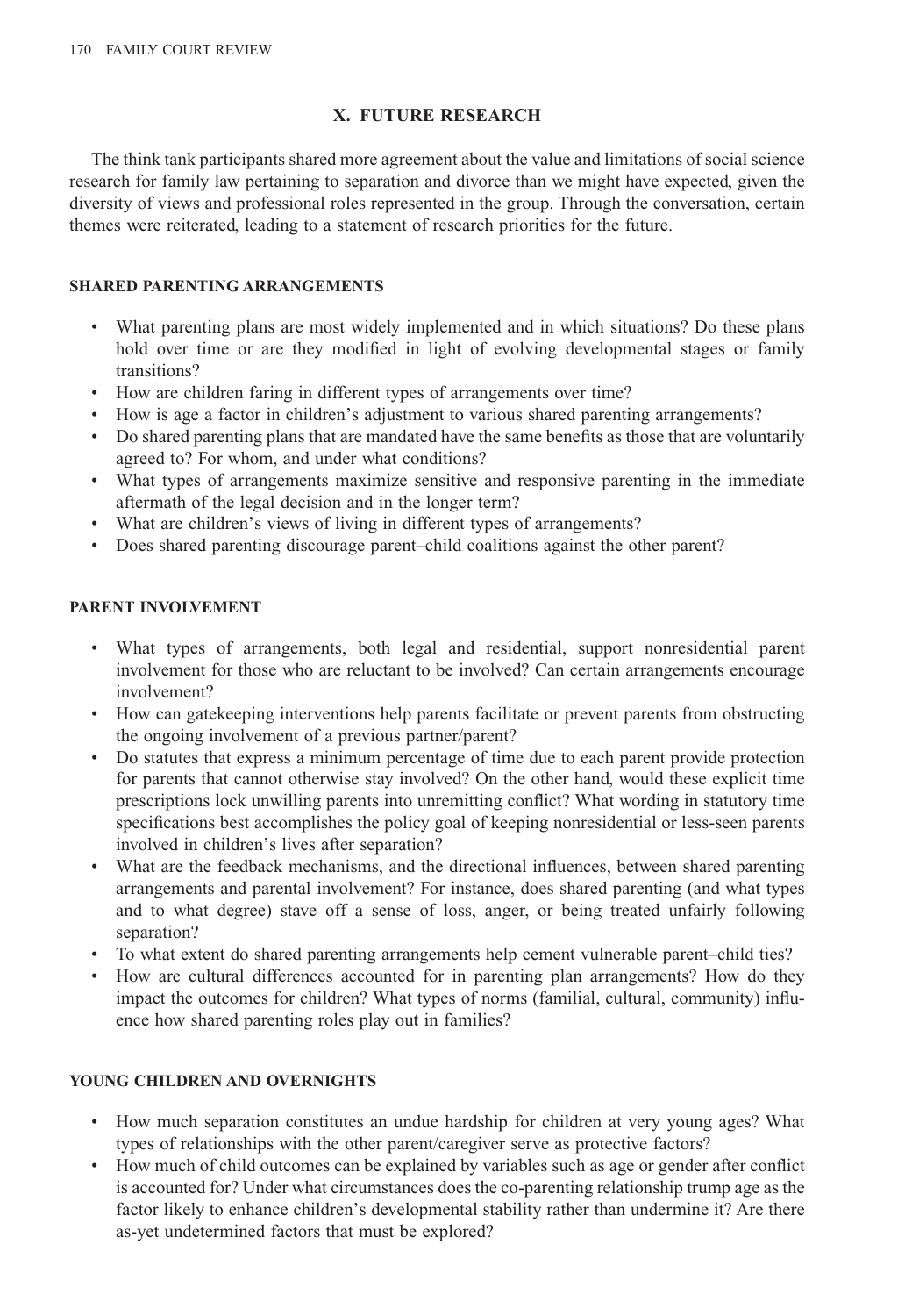## X. FUTURE RESEARCH

The think tank participants shared more agreement about the value and limitations of social science research for family law pertaining to separation and divorce than we might have expected, given the diversity of views and professional roles represented in the group. Through the conversation, certain themes were reiterated, leading to a statement of research priorities for the future.

### SHARED PARENTING ARRANGEMENTS

- What parenting plans are most widely implemented and in which situations? Do these plans hold over time or are they modified in light of evolving developmental stages or family transitions?
- How are children faring in different types of arrangements over time?
- How is age a factor in children's adjustment to various shared parenting arrangements?
- Do shared parenting plans that are mandated have the same benefits as those that are voluntarily agreed to? For whom, and under what conditions?
- What types of arrangements maximize sensitive and responsive parenting in the immediate aftermath of the legal decision and in the longer term?
- What are children's views of living in different types of arrangements?
- Does shared parenting discourage parent–child coalitions against the other parent?

### PARENT INVOLVEMENT

- What types of arrangements, both legal and residential, support nonresidential parent involvement for those who are reluctant to be involved? Can certain arrangements encourage involvement?
- How can gatekeeping interventions help parents facilitate or prevent parents from obstructing the ongoing involvement of a previous partner/parent?
- Do statutes that express a minimum percentage of time due to each parent provide protection for parents that cannot otherwise stay involved? On the other hand, would these explicit time prescriptions lock unwilling parents into unremitting conflict? What wording in statutory time specifications best accomplishes the policy goal of keeping nonresidential or less-seen parents involved in children's lives after separation?
- What are the feedback mechanisms, and the directional influences, between shared parenting arrangements and parental involvement? For instance, does shared parenting (and what types and to what degree) stave off a sense of loss, anger, or being treated unfairly following separation?
- To what extent do shared parenting arrangements help cement vulnerable parent–child ties?
- How are cultural differences accounted for in parenting plan arrangements? How do they impact the outcomes for children? What types of norms (familial, cultural, community) influence how shared parenting roles play out in families?

### YOUNG CHILDREN AND OVERNIGHTS

- How much separation constitutes an undue hardship for children at very young ages? What types of relationships with the other parent/caregiver serve as protective factors?
- How much of child outcomes can be explained by variables such as age or gender after conflict is accounted for? Under what circumstances does the co-parenting relationship trump age as the factor likely to enhance children's developmental stability rather than undermine it? Are there as-yet undetermined factors that must be explored?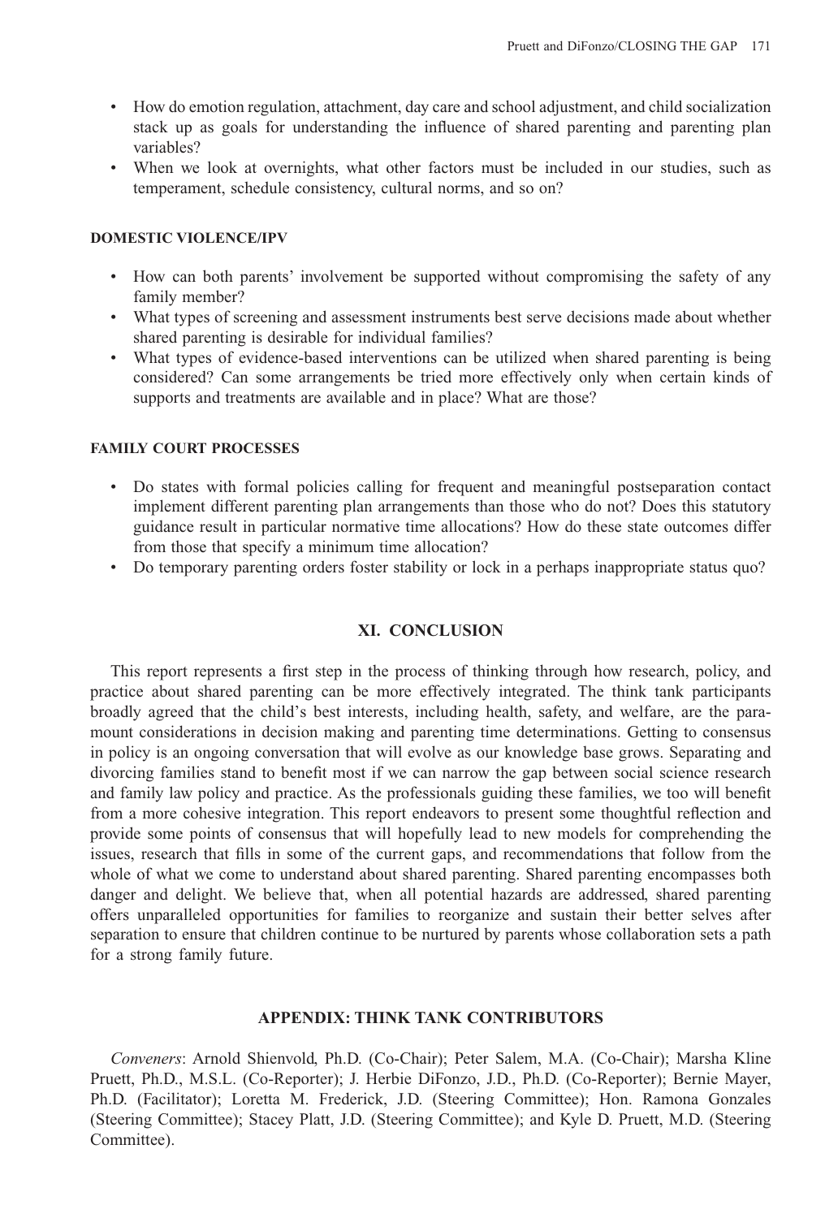- How do emotion regulation, attachment, day care and school adjustment, and child socialization stack up as goals for understanding the influence of shared parenting and parenting plan variables?
- When we look at overnights, what other factors must be included in our studies, such as temperament, schedule consistency, cultural norms, and so on?

#### DOMESTIC VIOLENCE/IPV

- How can both parents' involvement be supported without compromising the safety of any family member?
- What types of screening and assessment instruments best serve decisions made about whether shared parenting is desirable for individual families?
- What types of evidence-based interventions can be utilized when shared parenting is being considered? Can some arrangements be tried more effectively only when certain kinds of supports and treatments are available and in place? What are those?

#### FAMILY COURT PROCESSES

- Do states with formal policies calling for frequent and meaningful postseparation contact implement different parenting plan arrangements than those who do not? Does this statutory guidance result in particular normative time allocations? How do these state outcomes differ from those that specify a minimum time allocation?
- Do temporary parenting orders foster stability or lock in a perhaps inappropriate status quo?

## XI. CONCLUSION

This report represents a first step in the process of thinking through how research, policy, and practice about shared parenting can be more effectively integrated. The think tank participants broadly agreed that the child's best interests, including health, safety, and welfare, are the paramount considerations in decision making and parenting time determinations. Getting to consensus in policy is an ongoing conversation that will evolve as our knowledge base grows. Separating and divorcing families stand to benefit most if we can narrow the gap between social science research and family law policy and practice. As the professionals guiding these families, we too will benefit from a more cohesive integration. This report endeavors to present some thoughtful reflection and provide some points of consensus that will hopefully lead to new models for comprehending the issues, research that fills in some of the current gaps, and recommendations that follow from the whole of what we come to understand about shared parenting. Shared parenting encompasses both danger and delight. We believe that, when all potential hazards are addressed, shared parenting offers unparalleled opportunities for families to reorganize and sustain their better selves after separation to ensure that children continue to be nurtured by parents whose collaboration sets a path for a strong family future.

## APPENDIX: THINK TANK CONTRIBUTORS

*Conveners*: Arnold Shienvold, Ph.D. (Co-Chair); Peter Salem, M.A. (Co-Chair); Marsha Kline Pruett, Ph.D., M.S.L. (Co-Reporter); J. Herbie DiFonzo, J.D., Ph.D. (Co-Reporter); Bernie Mayer, Ph.D. (Facilitator); Loretta M. Frederick, J.D. (Steering Committee); Hon. Ramona Gonzales (Steering Committee); Stacey Platt, J.D. (Steering Committee); and Kyle D. Pruett, M.D. (Steering Committee).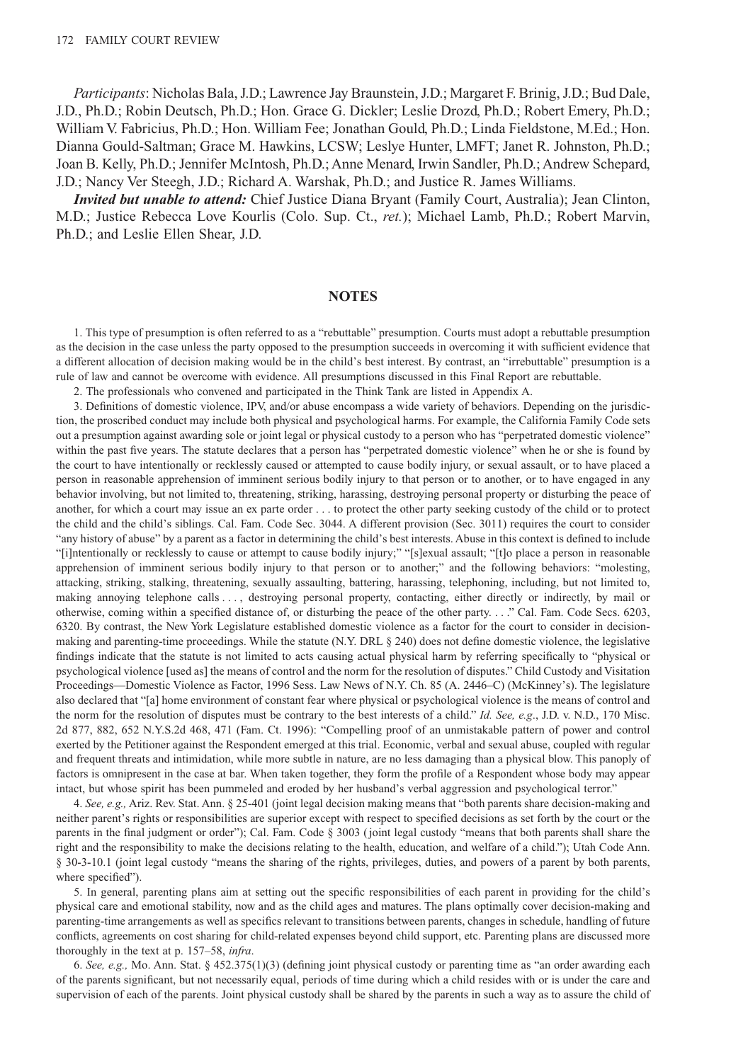*Participants*: Nicholas Bala, J.D.; Lawrence Jay Braunstein, J.D.; Margaret F. Brinig, J.D.; Bud Dale, J.D., Ph.D.; Robin Deutsch, Ph.D.; Hon. Grace G. Dickler; Leslie Drozd, Ph.D.; Robert Emery, Ph.D.; William V. Fabricius, Ph.D.; Hon. William Fee; Jonathan Gould, Ph.D.; Linda Fieldstone, M.Ed.; Hon. Dianna Gould-Saltman; Grace M. Hawkins, LCSW; Leslye Hunter, LMFT; Janet R. Johnston, Ph.D.; Joan B. Kelly, Ph.D.; Jennifer McIntosh, Ph.D.; Anne Menard, Irwin Sandler, Ph.D.; Andrew Schepard, J.D.; Nancy Ver Steegh, J.D.; Richard A. Warshak, Ph.D.; and Justice R. James Williams.

***Invited but unable to attend:*** Chief Justice Diana Bryant (Family Court, Australia); Jean Clinton, M.D.; Justice Rebecca Love Kourlis (Colo. Sup. Ct., *ret.*); Michael Lamb, Ph.D.; Robert Marvin, Ph.D.; and Leslie Ellen Shear, J.D.

## NOTES

1. This type of presumption is often referred to as a "rebuttable" presumption. Courts must adopt a rebuttable presumption as the decision in the case unless the party opposed to the presumption succeeds in overcoming it with sufficient evidence that a different allocation of decision making would be in the child's best interest. By contrast, an "irrebuttable" presumption is a rule of law and cannot be overcome with evidence. All presumptions discussed in this Final Report are rebuttable.

2. The professionals who convened and participated in the Think Tank are listed in Appendix A.

3. Definitions of domestic violence, IPV, and/or abuse encompass a wide variety of behaviors. Depending on the jurisdiction, the proscribed conduct may include both physical and psychological harms. For example, the California Family Code sets out a presumption against awarding sole or joint legal or physical custody to a person who has "perpetrated domestic violence" within the past five years. The statute declares that a person has "perpetrated domestic violence" when he or she is found by the court to have intentionally or recklessly caused or attempted to cause bodily injury, or sexual assault, or to have placed a person in reasonable apprehension of imminent serious bodily injury to that person or to another, or to have engaged in any behavior involving, but not limited to, threatening, striking, harassing, destroying personal property or disturbing the peace of another, for which a court may issue an ex parte order . . . to protect the other party seeking custody of the child or to protect the child and the child's siblings. Cal. Fam. Code Sec. 3044. A different provision (Sec. 3011) requires the court to consider "any history of abuse" by a parent as a factor in determining the child's best interests. Abuse in this context is defined to include "[i]ntentionally or recklessly to cause or attempt to cause bodily injury;" "[s]exual assault; "[t]o place a person in reasonable apprehension of imminent serious bodily injury to that person or to another;" and the following behaviors: "molesting, attacking, striking, stalking, threatening, sexually assaulting, battering, harassing, telephoning, including, but not limited to, making annoying telephone calls . . . , destroying personal property, contacting, either directly or indirectly, by mail or otherwise, coming within a specified distance of, or disturbing the peace of the other party. . . ." Cal. Fam. Code Secs. 6203, 6320. By contrast, the New York Legislature established domestic violence as a factor for the court to consider in decision-making and parenting-time proceedings. While the statute (N.Y. DRL § 240) does not define domestic violence, the legislative findings indicate that the statute is not limited to acts causing actual physical harm by referring specifically to "physical or psychological violence [used as] the means of control and the norm for the resolution of disputes." Child Custody and Visitation Proceedings—Domestic Violence as Factor, 1996 Sess. Law News of N.Y. Ch. 85 (A. 2446–C) (McKinney's). The legislature also declared that "[a] home environment of constant fear where physical or psychological violence is the means of control and the norm for the resolution of disputes must be contrary to the best interests of a child." *Id. See, e.g*., J.D. v. N.D., 170 Misc. 2d 877, 882, 652 N.Y.S.2d 468, 471 (Fam. Ct. 1996): "Compelling proof of an unmistakable pattern of power and control exerted by the Petitioner against the Respondent emerged at this trial. Economic, verbal and sexual abuse, coupled with regular and frequent threats and intimidation, while more subtle in nature, are no less damaging than a physical blow. This panoply of factors is omnipresent in the case at bar. When taken together, they form the profile of a Respondent whose body may appear intact, but whose spirit has been pummeled and eroded by her husband's verbal aggression and psychological terror."

4. *See, e.g.,* Ariz. Rev. Stat. Ann. § 25-401 (joint legal decision making means that "both parents share decision-making and neither parent's rights or responsibilities are superior except with respect to specified decisions as set forth by the court or the parents in the final judgment or order"); Cal. Fam. Code § 3003 (joint legal custody "means that both parents shall share the right and the responsibility to make the decisions relating to the health, education, and welfare of a child."); Utah Code Ann. § 30-3-10.1 (joint legal custody "means the sharing of the rights, privileges, duties, and powers of a parent by both parents, where specified").

5. In general, parenting plans aim at setting out the specific responsibilities of each parent in providing for the child's physical care and emotional stability, now and as the child ages and matures. The plans optimally cover decision-making and parenting-time arrangements as well as specifics relevant to transitions between parents, changes in schedule, handling of future conflicts, agreements on cost sharing for child-related expenses beyond child support, etc. Parenting plans are discussed more thoroughly in the text at p. 157–58, *infra*.

6. *See, e.g.,* Mo. Ann. Stat. § 452.375(1)(3) (defining joint physical custody or parenting time as "an order awarding each of the parents significant, but not necessarily equal, periods of time during which a child resides with or is under the care and supervision of each of the parents. Joint physical custody shall be shared by the parents in such a way as to assure the child of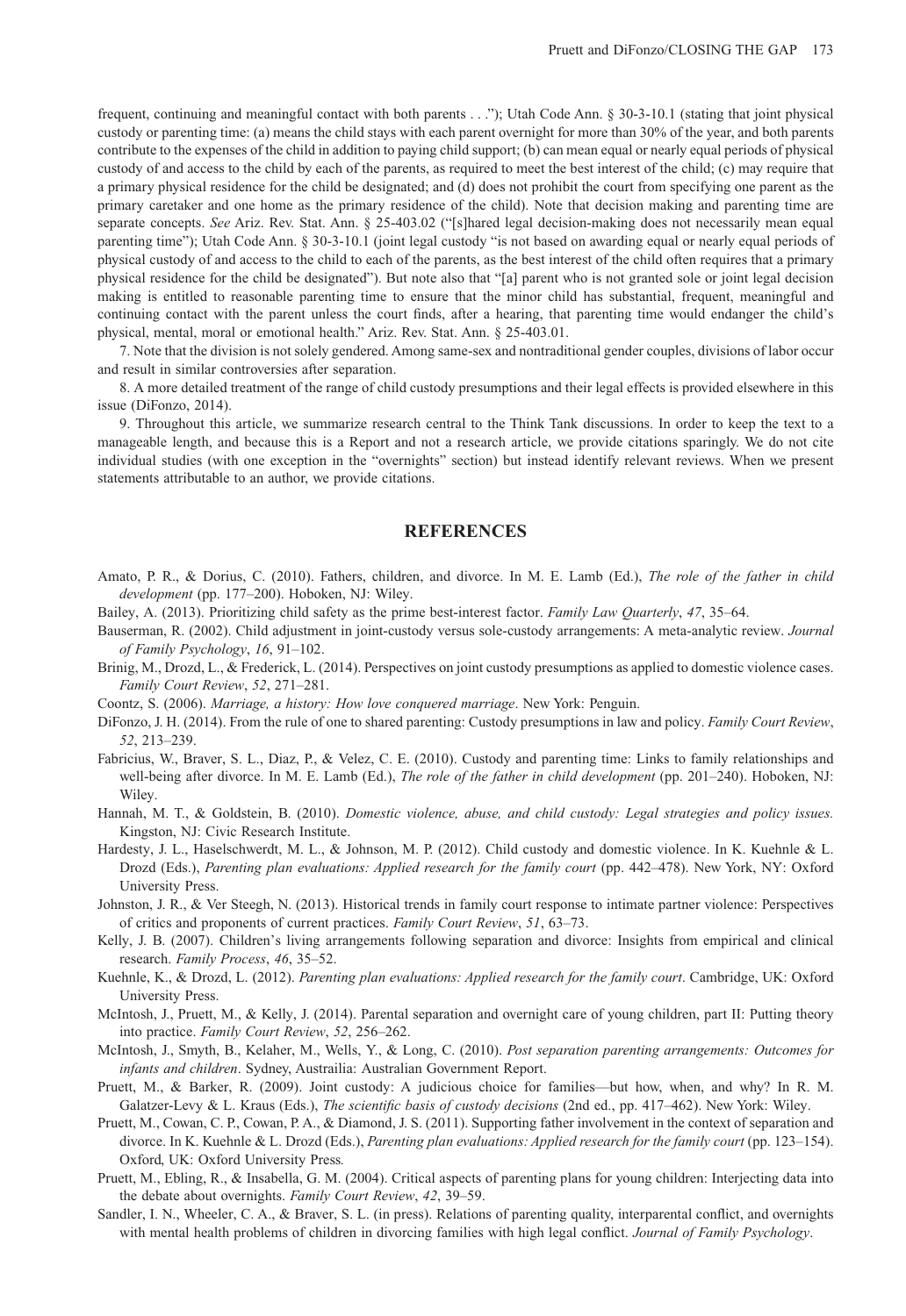frequent, continuing and meaningful contact with both parents . . ."); Utah Code Ann. § 30-3-10.1 (stating that joint physical custody or parenting time: (a) means the child stays with each parent overnight for more than 30% of the year, and both parents contribute to the expenses of the child in addition to paying child support; (b) can mean equal or nearly equal periods of physical custody of and access to the child by each of the parents, as required to meet the best interest of the child; (c) may require that a primary physical residence for the child be designated; and (d) does not prohibit the court from specifying one parent as the primary caretaker and one home as the primary residence of the child). Note that decision making and parenting time are separate concepts. *See* Ariz. Rev. Stat. Ann. § 25-403.02 ("[s]hared legal decision-making does not necessarily mean equal parenting time"); Utah Code Ann. § 30-3-10.1 (joint legal custody "is not based on awarding equal or nearly equal periods of physical custody of and access to the child to each of the parents, as the best interest of the child often requires that a primary physical residence for the child be designated"). But note also that "[a] parent who is not granted sole or joint legal decision making is entitled to reasonable parenting time to ensure that the minor child has substantial, frequent, meaningful and continuing contact with the parent unless the court finds, after a hearing, that parenting time would endanger the child's physical, mental, moral or emotional health." Ariz. Rev. Stat. Ann. § 25-403.01.

7. Note that the division is not solely gendered. Among same-sex and nontraditional gender couples, divisions of labor occur and result in similar controversies after separation.

8. A more detailed treatment of the range of child custody presumptions and their legal effects is provided elsewhere in this issue (DiFonzo, 2014).

9. Throughout this article, we summarize research central to the Think Tank discussions. In order to keep the text to a manageable length, and because this is a Report and not a research article, we provide citations sparingly. We do not cite individual studies (with one exception in the "overnights" section) but instead identify relevant reviews. When we present statements attributable to an author, we provide citations.

## REFERENCES

Amato, P. R., & Dorius, C. (2010). Fathers, children, and divorce. In M. E. Lamb (Ed.), *The role of the father in child development* (pp. 177–200). Hoboken, NJ: Wiley.

Bailey, A. (2013). Prioritizing child safety as the prime best-interest factor. *Family Law Quarterly*, *47*, 35–64.

Bauserman, R. (2002). Child adjustment in joint-custody versus sole-custody arrangements: A meta-analytic review. *Journal of Family Psychology*, *16*, 91–102.

Brinig, M., Drozd, L., & Frederick, L. (2014). Perspectives on joint custody presumptions as applied to domestic violence cases. *Family Court Review*, *52*, 271–281.

Coontz, S. (2006). *Marriage, a history: How love conquered marriage*. New York: Penguin.

DiFonzo, J. H. (2014). From the rule of one to shared parenting: Custody presumptions in law and policy. *Family Court Review*, *52*, 213–239.

Fabricius, W., Braver, S. L., Diaz, P., & Velez, C. E. (2010). Custody and parenting time: Links to family relationships and well-being after divorce. In M. E. Lamb (Ed.), *The role of the father in child development* (pp. 201–240). Hoboken, NJ: Wiley.

Hannah, M. T., & Goldstein, B. (2010). *Domestic violence, abuse, and child custody: Legal strategies and policy issues.* Kingston, NJ: Civic Research Institute.

Hardesty, J. L., Haselschwerdt, M. L., & Johnson, M. P. (2012). Child custody and domestic violence. In K. Kuehnle & L. Drozd (Eds.), *Parenting plan evaluations: Applied research for the family court* (pp. 442–478). New York, NY: Oxford University Press.

Johnston, J. R., & Ver Steegh, N. (2013). Historical trends in family court response to intimate partner violence: Perspectives of critics and proponents of current practices. *Family Court Review*, *51*, 63–73.

Kelly, J. B. (2007). Children's living arrangements following separation and divorce: Insights from empirical and clinical research. *Family Process*, *46*, 35–52.

Kuehnle, K., & Drozd, L. (2012). *Parenting plan evaluations: Applied research for the family court*. Cambridge, UK: Oxford University Press.

McIntosh, J., Pruett, M., & Kelly, J. (2014). Parental separation and overnight care of young children, part II: Putting theory into practice. *Family Court Review*, *52*, 256–262.

McIntosh, J., Smyth, B., Kelaher, M., Wells, Y., & Long, C. (2010). *Post separation parenting arrangements: Outcomes for infants and children*. Sydney, Austrailia: Australian Government Report.

Pruett, M., & Barker, R. (2009). Joint custody: A judicious choice for families—but how, when, and why? In R. M. Galatzer-Levy & L. Kraus (Eds.), *The scientific basis of custody decisions* (2nd ed., pp. 417–462). New York: Wiley.

Pruett, M., Cowan, C. P., Cowan, P. A., & Diamond, J. S. (2011). Supporting father involvement in the context of separation and divorce. In K. Kuehnle & L. Drozd (Eds.), *Parenting plan evaluations: Applied research for the family court* (pp. 123–154). Oxford, UK: Oxford University Press.

Pruett, M., Ebling, R., & Insabella, G. M. (2004). Critical aspects of parenting plans for young children: Interjecting data into the debate about overnights. *Family Court Review*, *42*, 39–59.

Sandler, I. N., Wheeler, C. A., & Braver, S. L. (in press). Relations of parenting quality, interparental conflict, and overnights with mental health problems of children in divorcing families with high legal conflict. *Journal of Family Psychology*.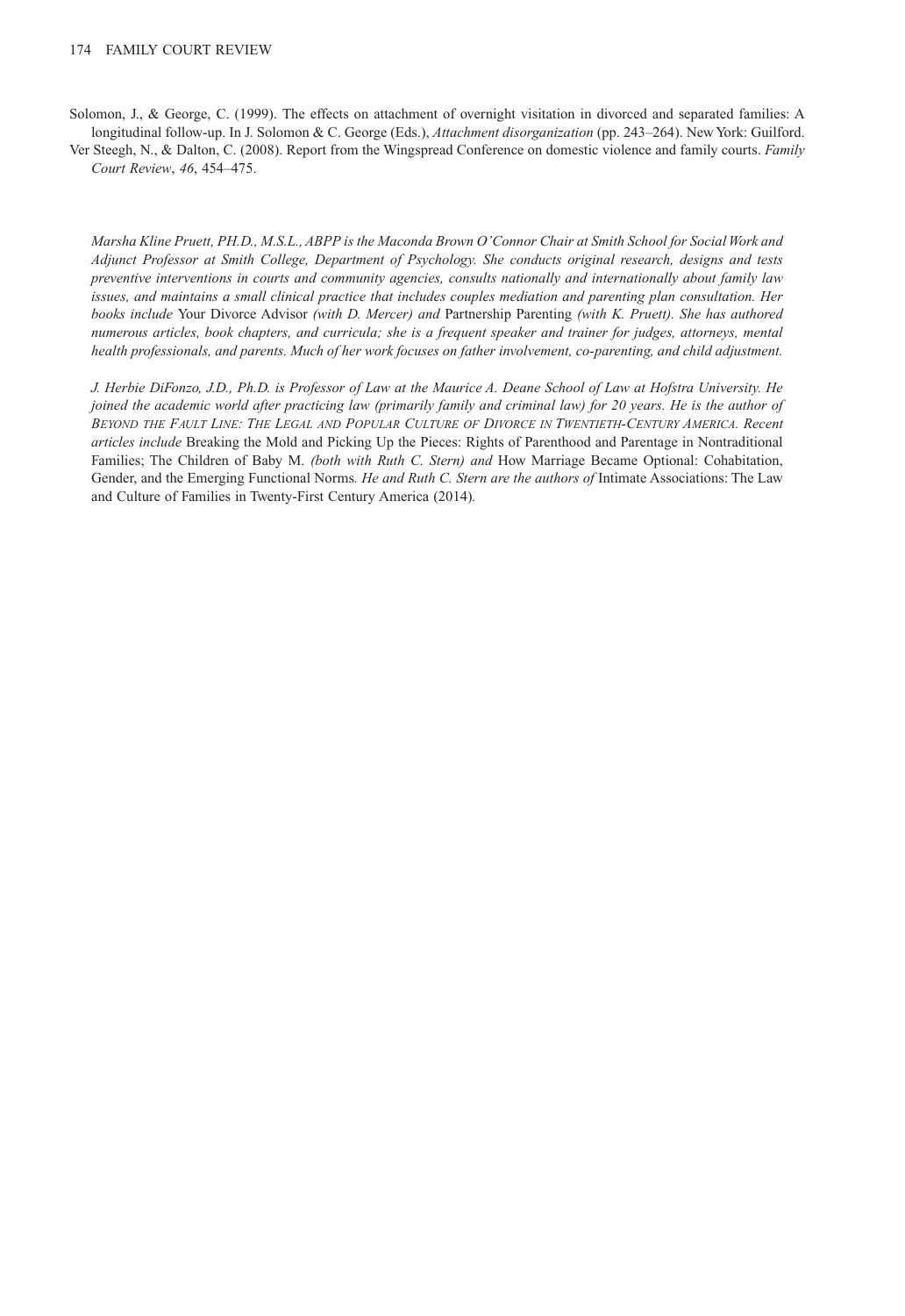Solomon, J., & George, C. (1999). The effects on attachment of overnight visitation in divorced and separated families: A longitudinal follow-up. In J. Solomon & C. George (Eds.), *Attachment disorganization* (pp. 243–264). New York: Guilford.

Ver Steegh, N., & Dalton, C. (2008). Report from the Wingspread Conference on domestic violence and family courts. *Family Court Review*, *46*, 454–475.

*Marsha Kline Pruett, PH.D., M.S.L., ABPP is the Maconda Brown O'Connor Chair at Smith School for Social Work and Adjunct Professor at Smith College, Department of Psychology. She conducts original research, designs and tests preventive interventions in courts and community agencies, consults nationally and internationally about family law issues, and maintains a small clinical practice that includes couples mediation and parenting plan consultation. Her books include* Your Divorce Advisor *(with D. Mercer) and* Partnership Parenting *(with K. Pruett). She has authored numerous articles, book chapters, and curricula; she is a frequent speaker and trainer for judges, attorneys, mental health professionals, and parents. Much of her work focuses on father involvement, co-parenting, and child adjustment.*

*J. Herbie DiFonzo, J.D., Ph.D. is Professor of Law at the Maurice A. Deane School of Law at Hofstra University. He joined the academic world after practicing law (primarily family and criminal law) for 20 years. He is the author of* BEYOND THE FAULT LINE: THE LEGAL AND POPULAR CULTURE OF DIVORCE IN TWENTIETH-CENTURY AMERICA. *Recent articles include* Breaking the Mold and Picking Up the Pieces: Rights of Parenthood and Parentage in Nontraditional Families; The Children of Baby M. *(both with Ruth C. Stern) and* How Marriage Became Optional: Cohabitation, Gender, and the Emerging Functional Norms*. He and Ruth C. Stern are the authors of* Intimate Associations: The Law and Culture of Families in Twenty-First Century America (2014)*.*